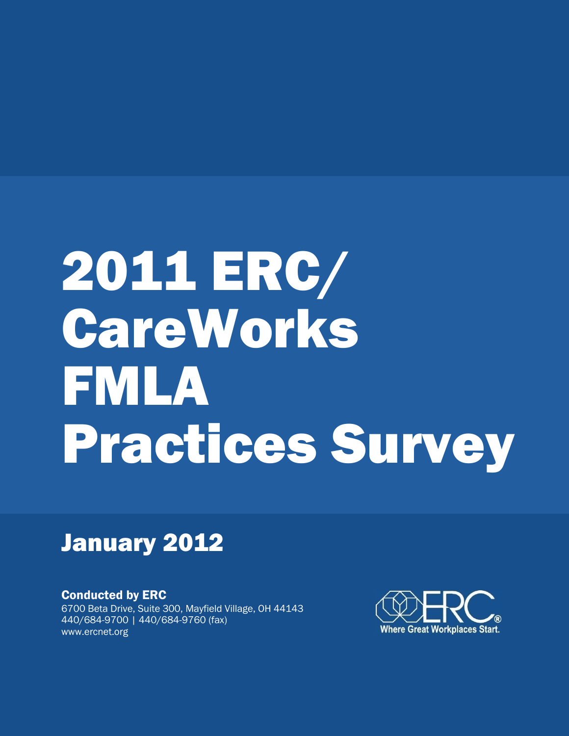# 2011 ERC/ CareWorks FMLA Practices Survey

## January 2012

**Conducted by ERC**
6700 Beta Drive, Suite 300, Mayfield Village, OH 44143
440/684-9700 | 440/684-9760 (fax)
www.ercnet.org

ERC®
Where Great Workplaces Start.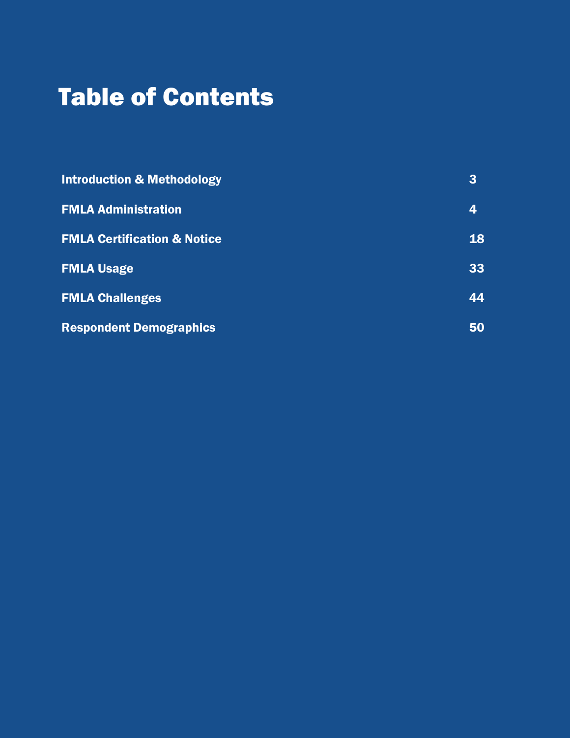# Table of Contents

| | |
|---|---|
| **Introduction & Methodology** | **3** |
| **FMLA Administration** | **4** |
| **FMLA Certification & Notice** | **18** |
| **FMLA Usage** | **33** |
| **FMLA Challenges** | **44** |
| **Respondent Demographics** | **50** |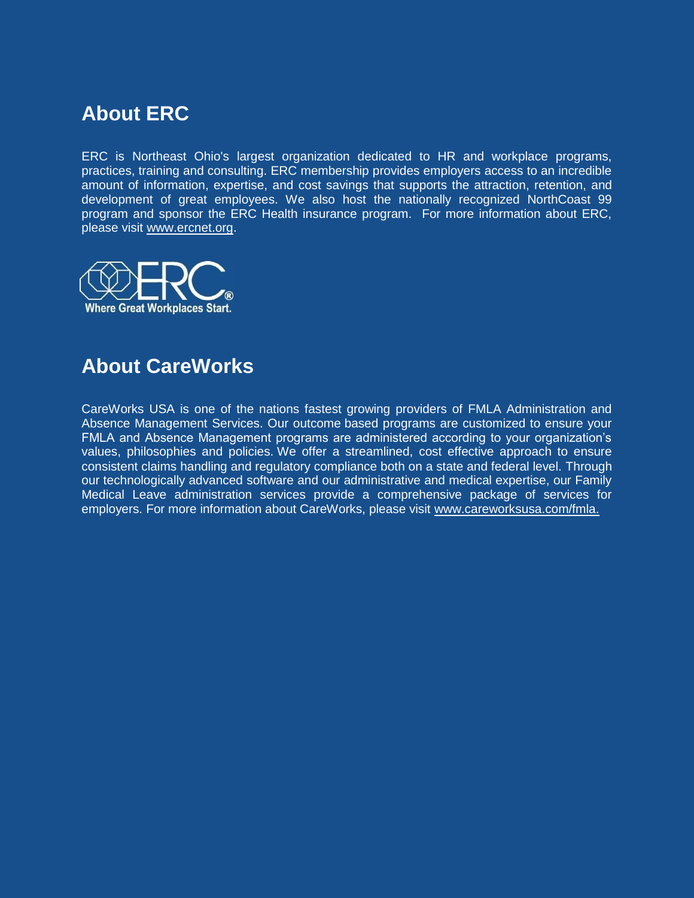## About ERC

ERC is Northeast Ohio's largest organization dedicated to HR and workplace programs, practices, training and consulting. ERC membership provides employers access to an incredible amount of information, expertise, and cost savings that supports the attraction, retention, and development of great employees. We also host the nationally recognized NorthCoast 99 program and sponsor the ERC Health insurance program. For more information about ERC, please visit www.ercnet.org.

ERC®
Where Great Workplaces Start.

## About CareWorks

CareWorks USA is one of the nations fastest growing providers of FMLA Administration and Absence Management Services. Our outcome based programs are customized to ensure your FMLA and Absence Management programs are administered according to your organization's values, philosophies and policies. We offer a streamlined, cost effective approach to ensure consistent claims handling and regulatory compliance both on a state and federal level. Through our technologically advanced software and our administrative and medical expertise, our Family Medical Leave administration services provide a comprehensive package of services for employers. For more information about CareWorks, please visit www.careworksusa.com/fmla.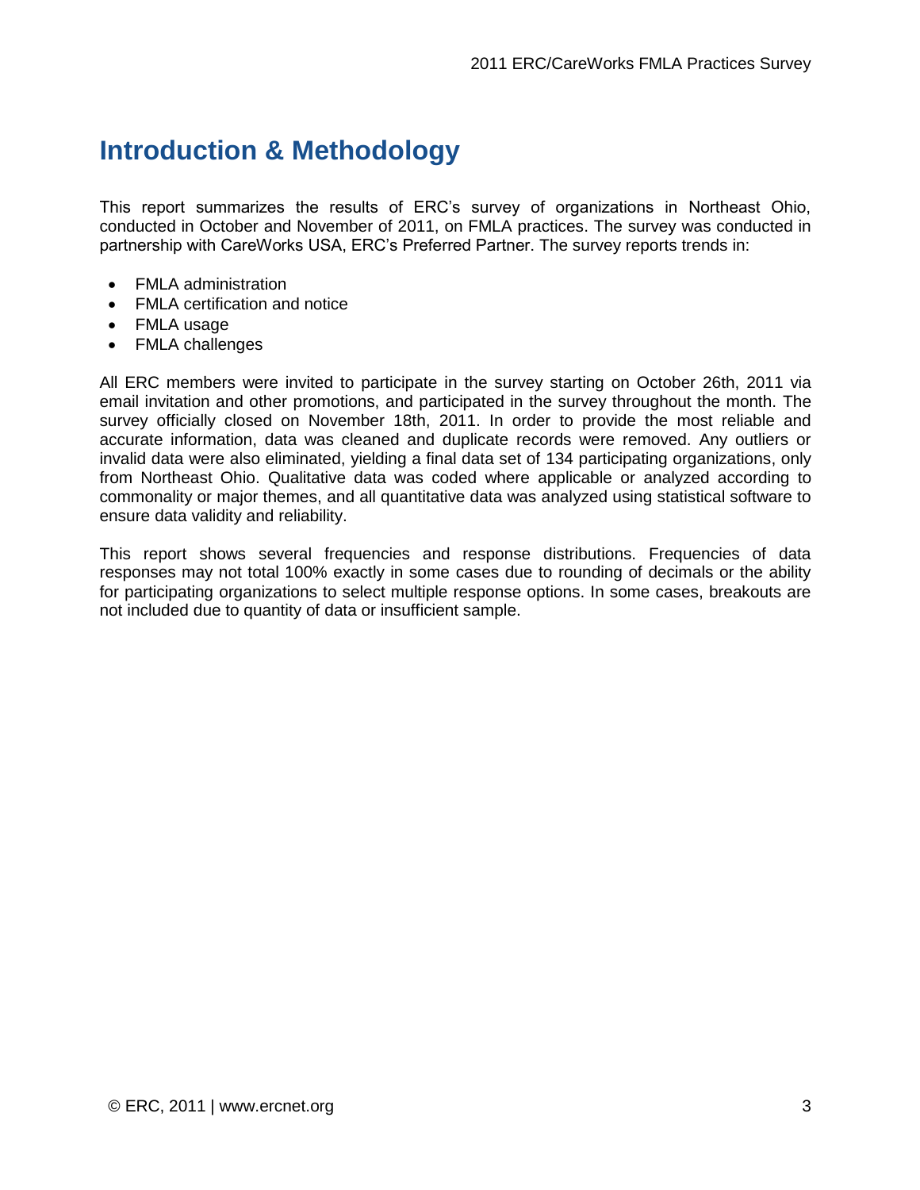# Introduction & Methodology

This report summarizes the results of ERC's survey of organizations in Northeast Ohio, conducted in October and November of 2011, on FMLA practices. The survey was conducted in partnership with CareWorks USA, ERC's Preferred Partner. The survey reports trends in:

- FMLA administration
- FMLA certification and notice
- FMLA usage
- FMLA challenges

All ERC members were invited to participate in the survey starting on October 26th, 2011 via email invitation and other promotions, and participated in the survey throughout the month. The survey officially closed on November 18th, 2011. In order to provide the most reliable and accurate information, data was cleaned and duplicate records were removed. Any outliers or invalid data were also eliminated, yielding a final data set of 134 participating organizations, only from Northeast Ohio. Qualitative data was coded where applicable or analyzed according to commonality or major themes, and all quantitative data was analyzed using statistical software to ensure data validity and reliability.

This report shows several frequencies and response distributions. Frequencies of data responses may not total 100% exactly in some cases due to rounding of decimals or the ability for participating organizations to select multiple response options. In some cases, breakouts are not included due to quantity of data or insufficient sample.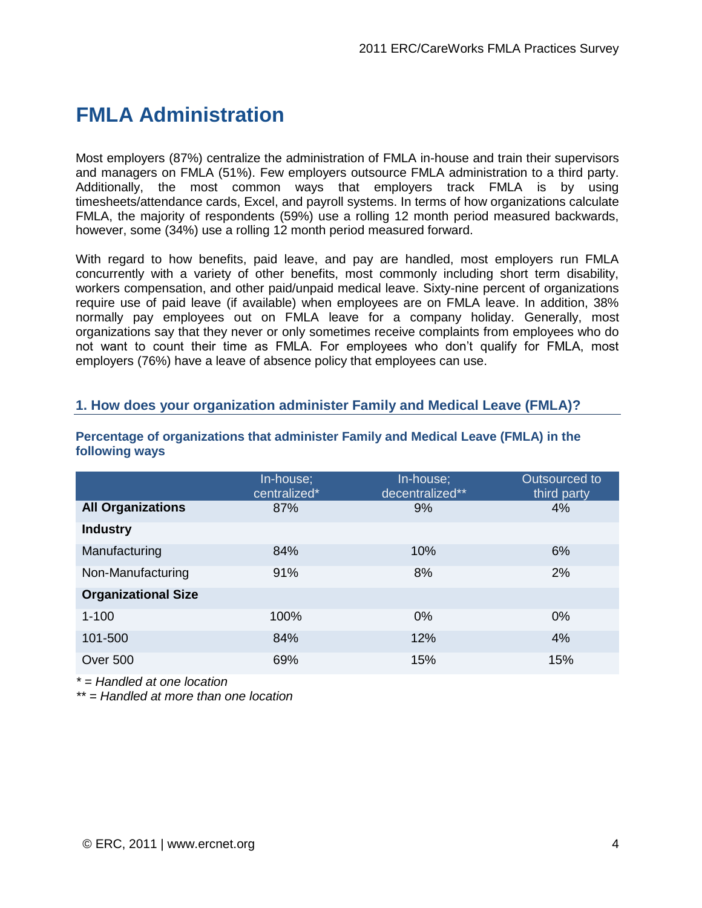# FMLA Administration

Most employers (87%) centralize the administration of FMLA in-house and train their supervisors and managers on FMLA (51%). Few employers outsource FMLA administration to a third party. Additionally, the most common ways that employers track FMLA is by using timesheets/attendance cards, Excel, and payroll systems. In terms of how organizations calculate FMLA, the majority of respondents (59%) use a rolling 12 month period measured backwards, however, some (34%) use a rolling 12 month period measured forward.

With regard to how benefits, paid leave, and pay are handled, most employers run FMLA concurrently with a variety of other benefits, most commonly including short term disability, workers compensation, and other paid/unpaid medical leave. Sixty-nine percent of organizations require use of paid leave (if available) when employees are on FMLA leave. In addition, 38% normally pay employees out on FMLA leave for a company holiday. Generally, most organizations say that they never or only sometimes receive complaints from employees who do not want to count their time as FMLA. For employees who don't qualify for FMLA, most employers (76%) have a leave of absence policy that employees can use.

## 1. How does your organization administer Family and Medical Leave (FMLA)?

### Percentage of organizations that administer Family and Medical Leave (FMLA) in the following ways

| | In-house; centralized* | In-house; decentralized** | Outsourced to third party |
|---|---|---|---|
| **All Organizations** | 87% | 9% | 4% |
| **Industry** | | | |
| Manufacturing | 84% | 10% | 6% |
| Non-Manufacturing | 91% | 8% | 2% |
| **Organizational Size** | | | |
| 1-100 | 100% | 0% | 0% |
| 101-500 | 84% | 12% | 4% |
| Over 500 | 69% | 15% | 15% |

*\* = Handled at one location*

*\*\* = Handled at more than one location*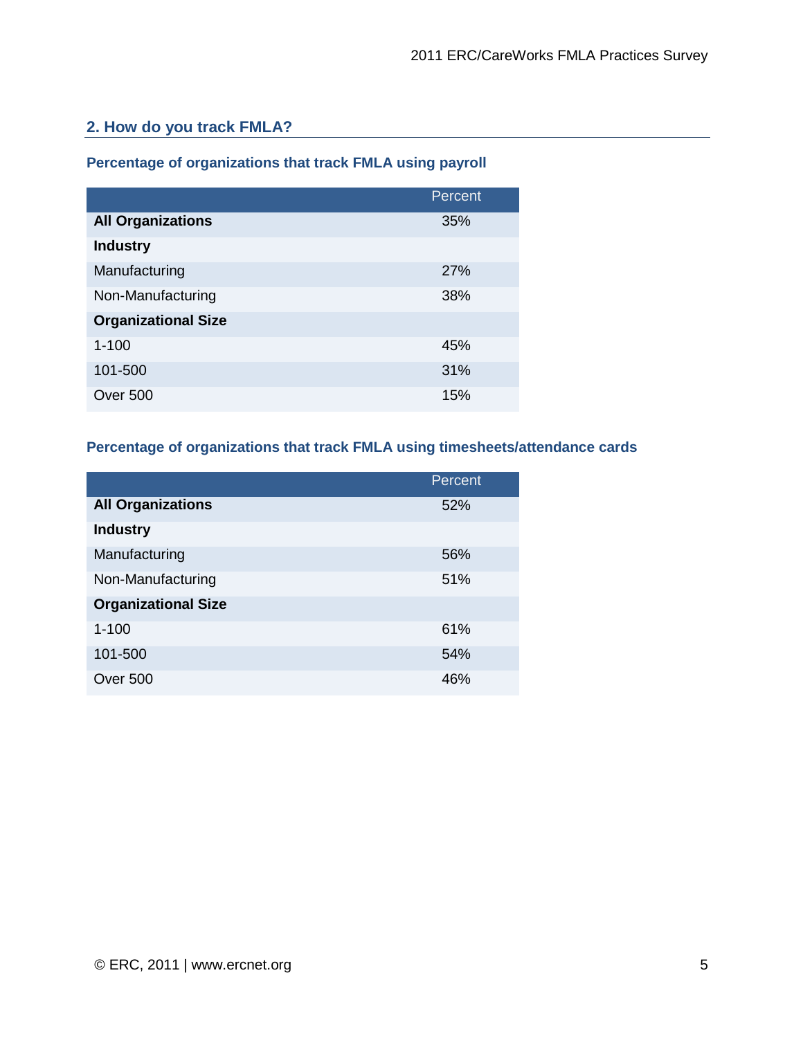## 2. How do you track FMLA?

### Percentage of organizations that track FMLA using payroll

| | Percent |
|---|---|
| **All Organizations** | 35% |
| **Industry** | |
| Manufacturing | 27% |
| Non-Manufacturing | 38% |
| **Organizational Size** | |
| 1-100 | 45% |
| 101-500 | 31% |
| Over 500 | 15% |

### Percentage of organizations that track FMLA using timesheets/attendance cards

| | Percent |
|---|---|
| **All Organizations** | 52% |
| **Industry** | |
| Manufacturing | 56% |
| Non-Manufacturing | 51% |
| **Organizational Size** | |
| 1-100 | 61% |
| 101-500 | 54% |
| Over 500 | 46% |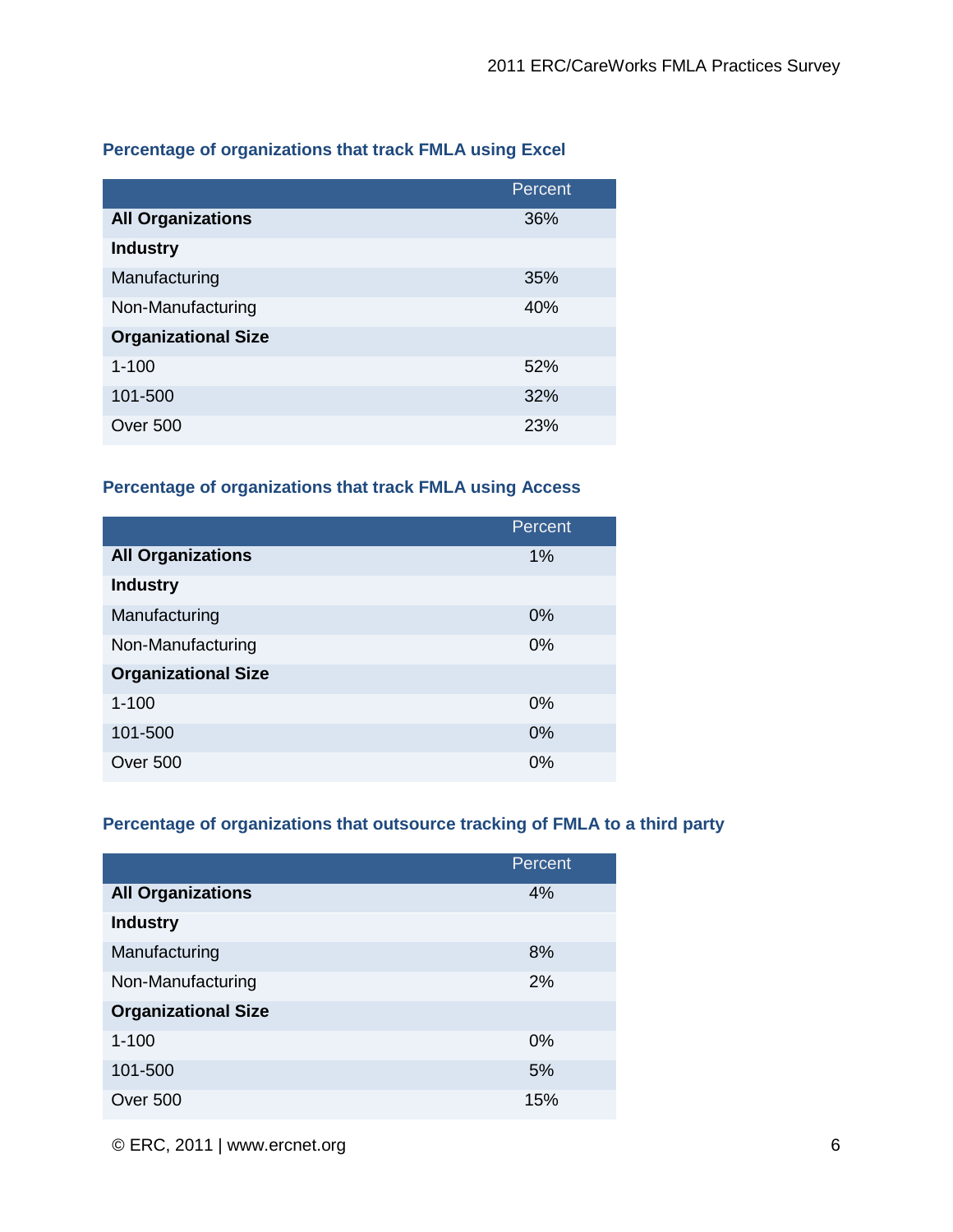### Percentage of organizations that track FMLA using Excel

| | Percent |
|---|---|
| **All Organizations** | 36% |
| **Industry** | |
| Manufacturing | 35% |
| Non-Manufacturing | 40% |
| **Organizational Size** | |
| 1-100 | 52% |
| 101-500 | 32% |
| Over 500 | 23% |

### Percentage of organizations that track FMLA using Access

| | Percent |
|---|---|
| **All Organizations** | 1% |
| **Industry** | |
| Manufacturing | 0% |
| Non-Manufacturing | 0% |
| **Organizational Size** | |
| 1-100 | 0% |
| 101-500 | 0% |
| Over 500 | 0% |

### Percentage of organizations that outsource tracking of FMLA to a third party

| | Percent |
|---|---|
| **All Organizations** | 4% |
| **Industry** | |
| Manufacturing | 8% |
| Non-Manufacturing | 2% |
| **Organizational Size** | |
| 1-100 | 0% |
| 101-500 | 5% |
| Over 500 | 15% |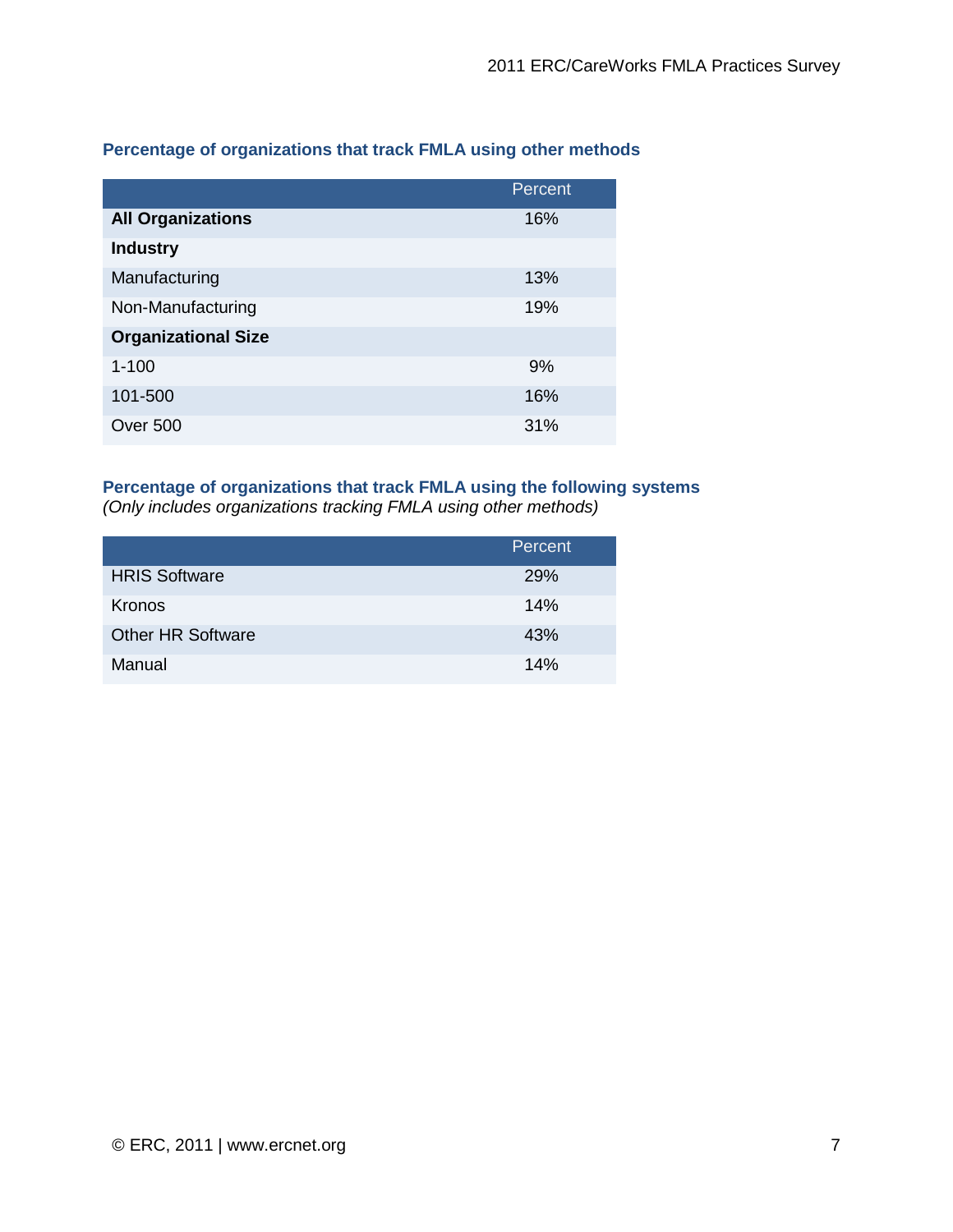### Percentage of organizations that track FMLA using other methods

| | Percent |
|---|---|
| **All Organizations** | 16% |
| **Industry** | |
| Manufacturing | 13% |
| Non-Manufacturing | 19% |
| **Organizational Size** | |
| 1-100 | 9% |
| 101-500 | 16% |
| Over 500 | 31% |

### Percentage of organizations that track FMLA using the following systems

*(Only includes organizations tracking FMLA using other methods)*

| | Percent |
|---|---|
| HRIS Software | 29% |
| Kronos | 14% |
| Other HR Software | 43% |
| Manual | 14% |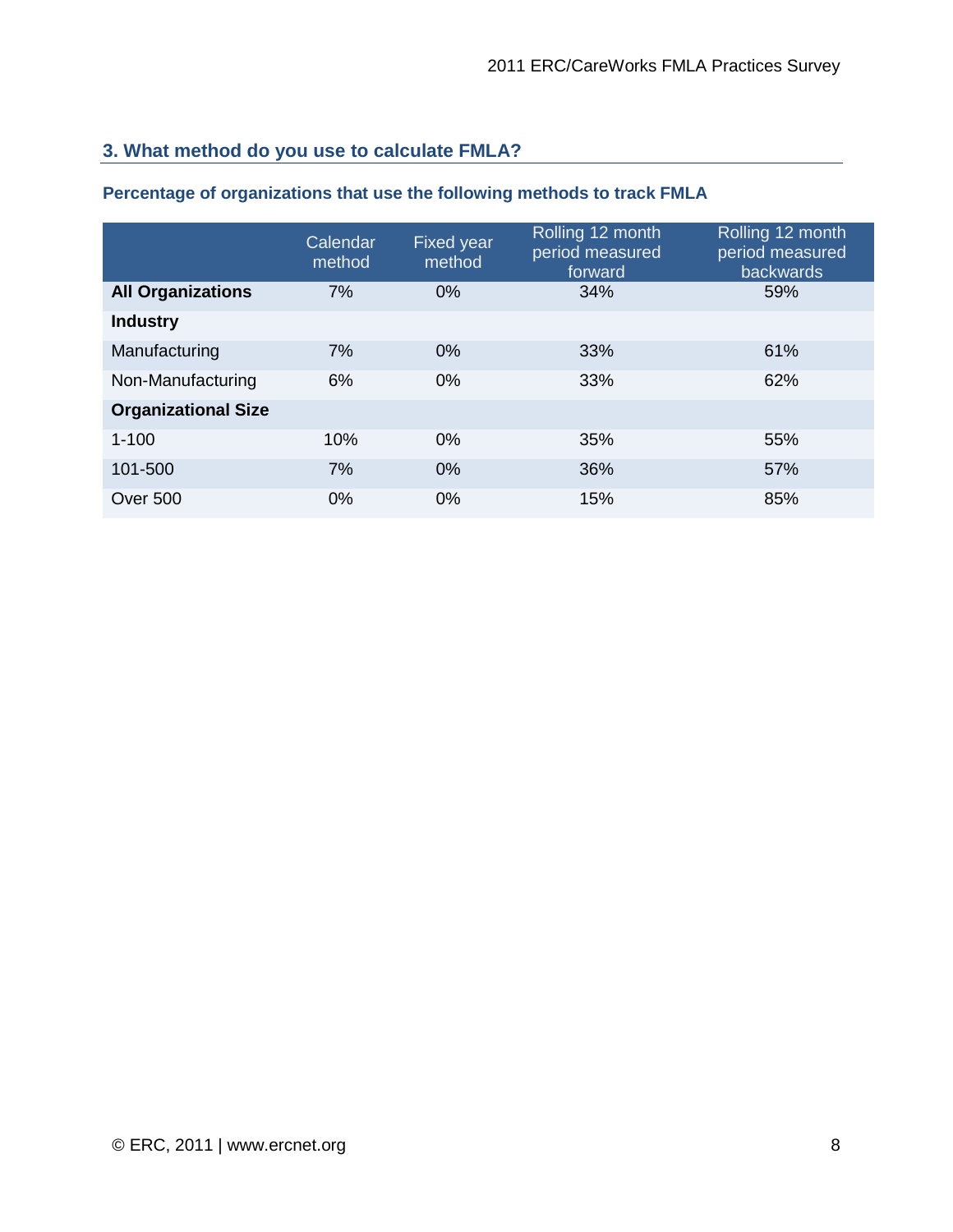## 3. What method do you use to calculate FMLA?

### Percentage of organizations that use the following methods to track FMLA

| | Calendar method | Fixed year method | Rolling 12 month period measured forward | Rolling 12 month period measured backwards |
|---|---|---|---|---|
| **All Organizations** | 7% | 0% | 34% | 59% |
| **Industry** | | | | |
| Manufacturing | 7% | 0% | 33% | 61% |
| Non-Manufacturing | 6% | 0% | 33% | 62% |
| **Organizational Size** | | | | |
| 1-100 | 10% | 0% | 35% | 55% |
| 101-500 | 7% | 0% | 36% | 57% |
| Over 500 | 0% | 0% | 15% | 85% |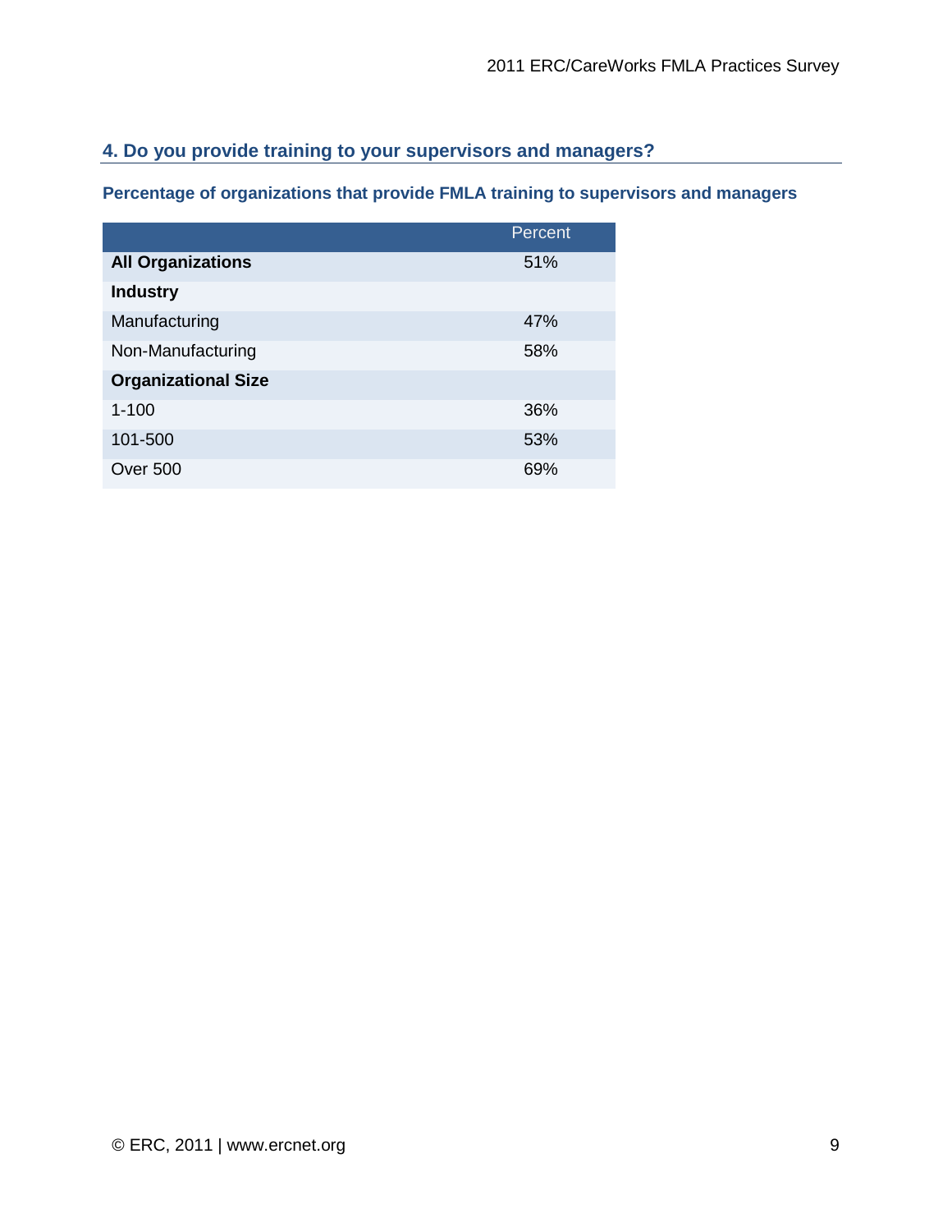## 4. Do you provide training to your supervisors and managers?

### Percentage of organizations that provide FMLA training to supervisors and managers

| | Percent |
|---|---|
| **All Organizations** | 51% |
| **Industry** | |
| Manufacturing | 47% |
| Non-Manufacturing | 58% |
| **Organizational Size** | |
| 1-100 | 36% |
| 101-500 | 53% |
| Over 500 | 69% |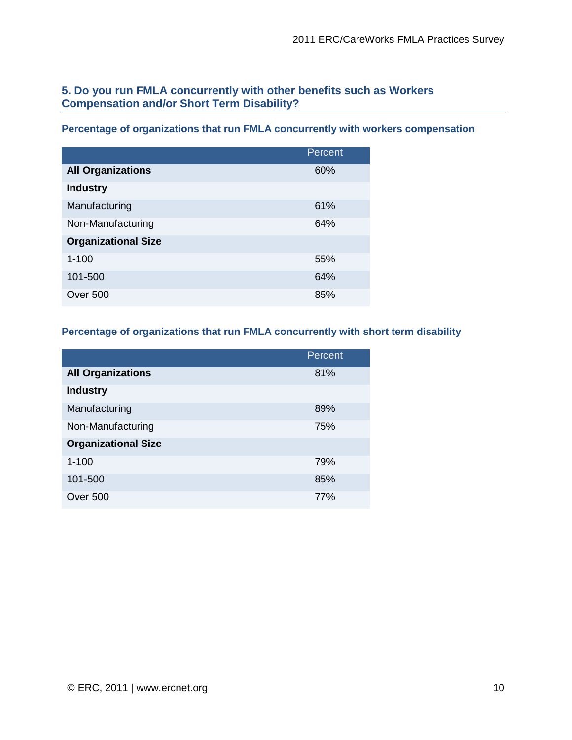## 5. Do you run FMLA concurrently with other benefits such as Workers Compensation and/or Short Term Disability?

### Percentage of organizations that run FMLA concurrently with workers compensation

| | Percent |
|---|---|
| **All Organizations** | 60% |
| **Industry** | |
| Manufacturing | 61% |
| Non-Manufacturing | 64% |
| **Organizational Size** | |
| 1-100 | 55% |
| 101-500 | 64% |
| Over 500 | 85% |

### Percentage of organizations that run FMLA concurrently with short term disability

| | Percent |
|---|---|
| **All Organizations** | 81% |
| **Industry** | |
| Manufacturing | 89% |
| Non-Manufacturing | 75% |
| **Organizational Size** | |
| 1-100 | 79% |
| 101-500 | 85% |
| Over 500 | 77% |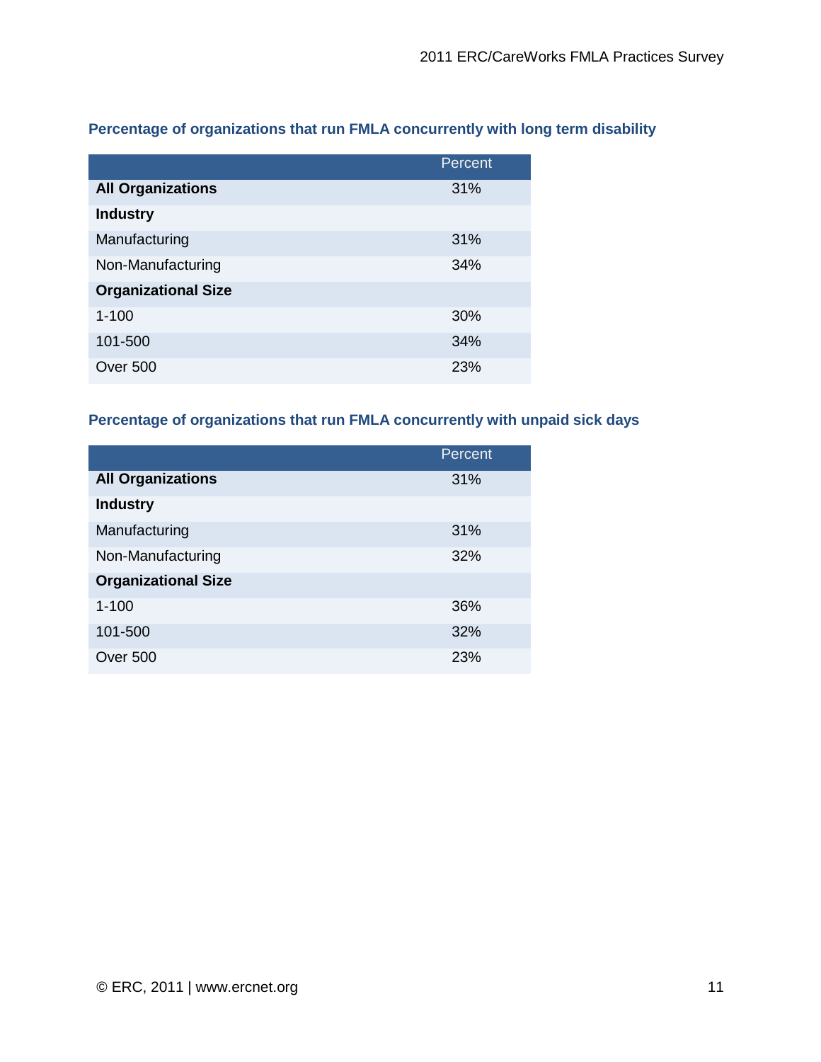### Percentage of organizations that run FMLA concurrently with long term disability

| | Percent |
|---|---|
| **All Organizations** | 31% |
| **Industry** | |
| Manufacturing | 31% |
| Non-Manufacturing | 34% |
| **Organizational Size** | |
| 1-100 | 30% |
| 101-500 | 34% |
| Over 500 | 23% |

### Percentage of organizations that run FMLA concurrently with unpaid sick days

| | Percent |
|---|---|
| **All Organizations** | 31% |
| **Industry** | |
| Manufacturing | 31% |
| Non-Manufacturing | 32% |
| **Organizational Size** | |
| 1-100 | 36% |
| 101-500 | 32% |
| Over 500 | 23% |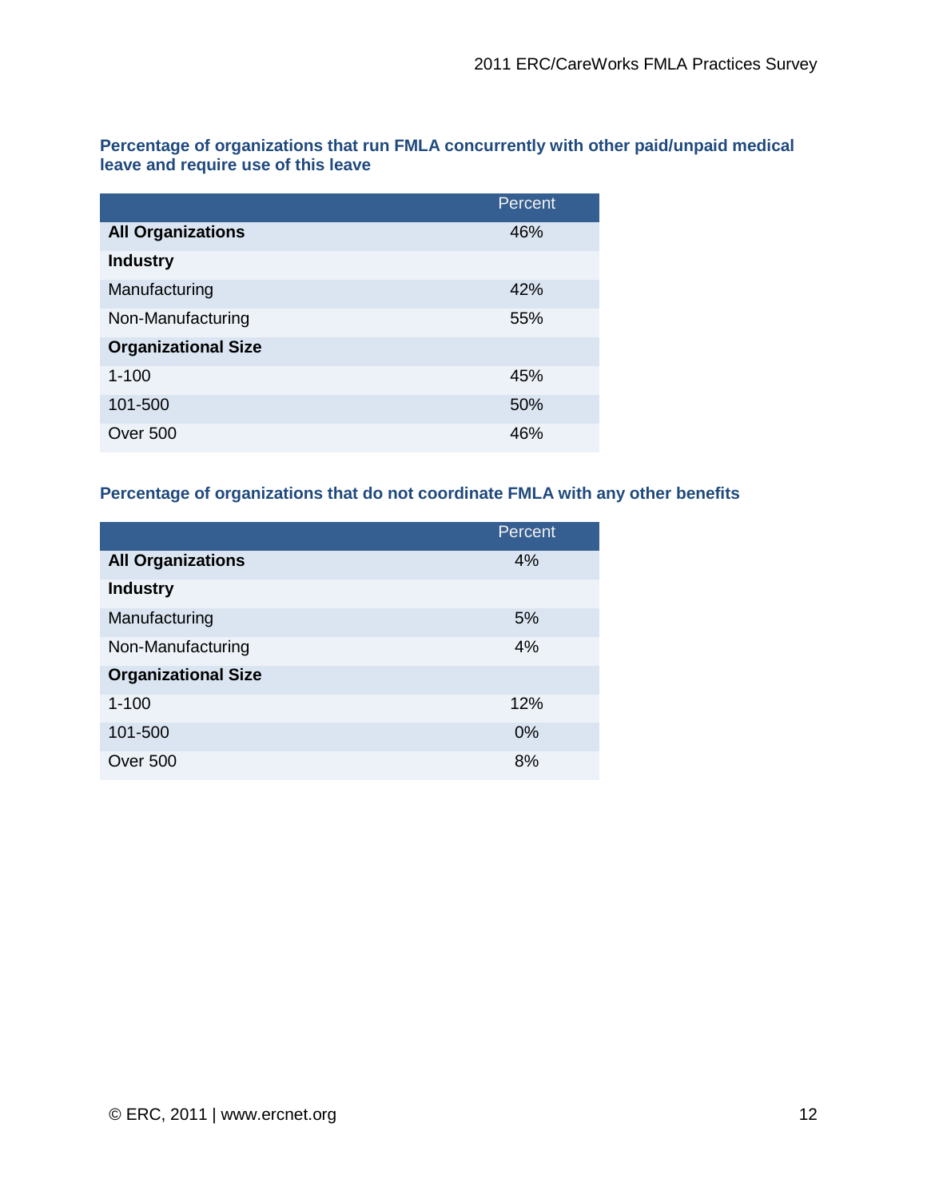**Percentage of organizations that run FMLA concurrently with other paid/unpaid medical leave and require use of this leave**

| | Percent |
|---|---|
| **All Organizations** | 46% |
| **Industry** | |
| Manufacturing | 42% |
| Non-Manufacturing | 55% |
| **Organizational Size** | |
| 1-100 | 45% |
| 101-500 | 50% |
| Over 500 | 46% |

**Percentage of organizations that do not coordinate FMLA with any other benefits**

| | Percent |
|---|---|
| **All Organizations** | 4% |
| **Industry** | |
| Manufacturing | 5% |
| Non-Manufacturing | 4% |
| **Organizational Size** | |
| 1-100 | 12% |
| 101-500 | 0% |
| Over 500 | 8% |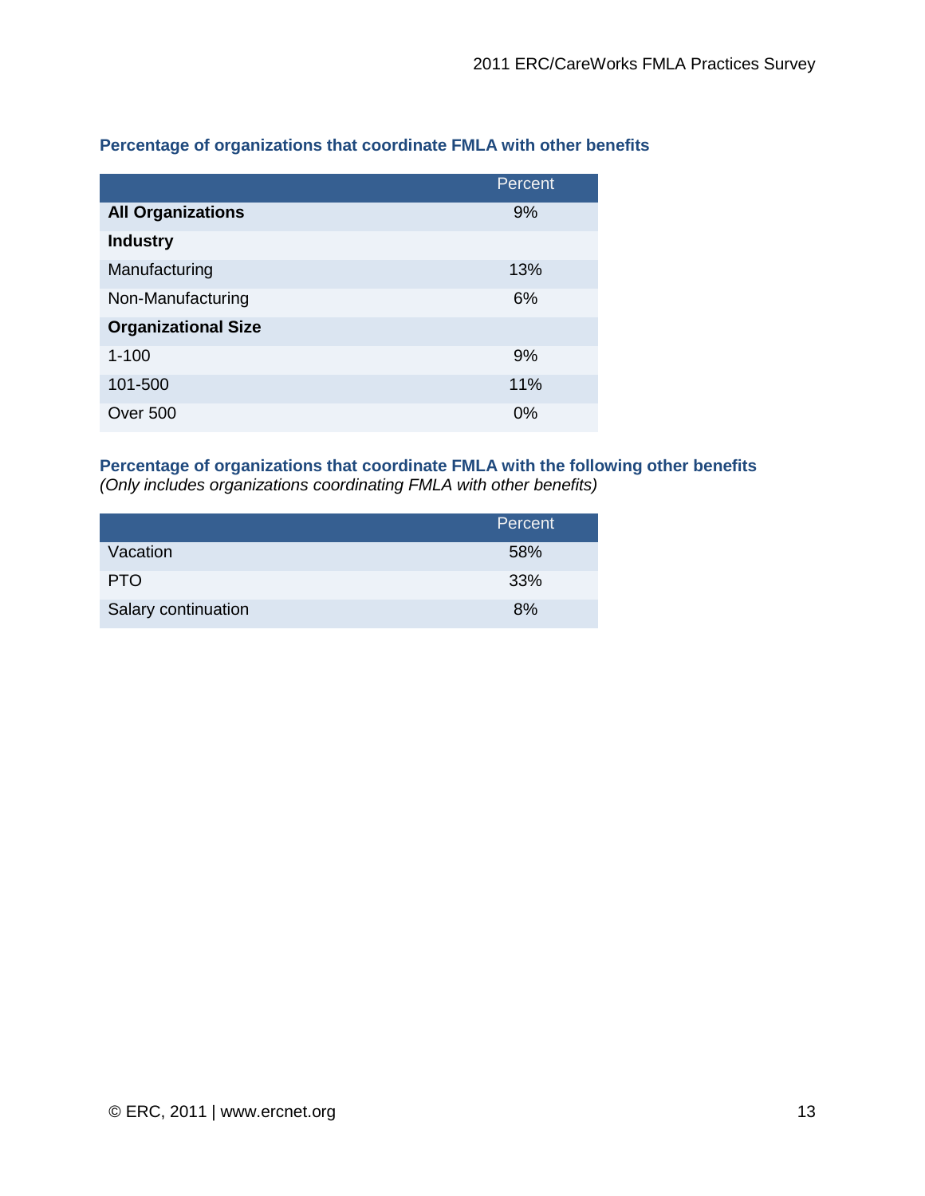### Percentage of organizations that coordinate FMLA with other benefits

| | Percent |
|---|---|
| **All Organizations** | 9% |
| **Industry** | |
| Manufacturing | 13% |
| Non-Manufacturing | 6% |
| **Organizational Size** | |
| 1-100 | 9% |
| 101-500 | 11% |
| Over 500 | 0% |

### Percentage of organizations that coordinate FMLA with the following other benefits

*(Only includes organizations coordinating FMLA with other benefits)*

| | Percent |
|---|---|
| Vacation | 58% |
| PTO | 33% |
| Salary continuation | 8% |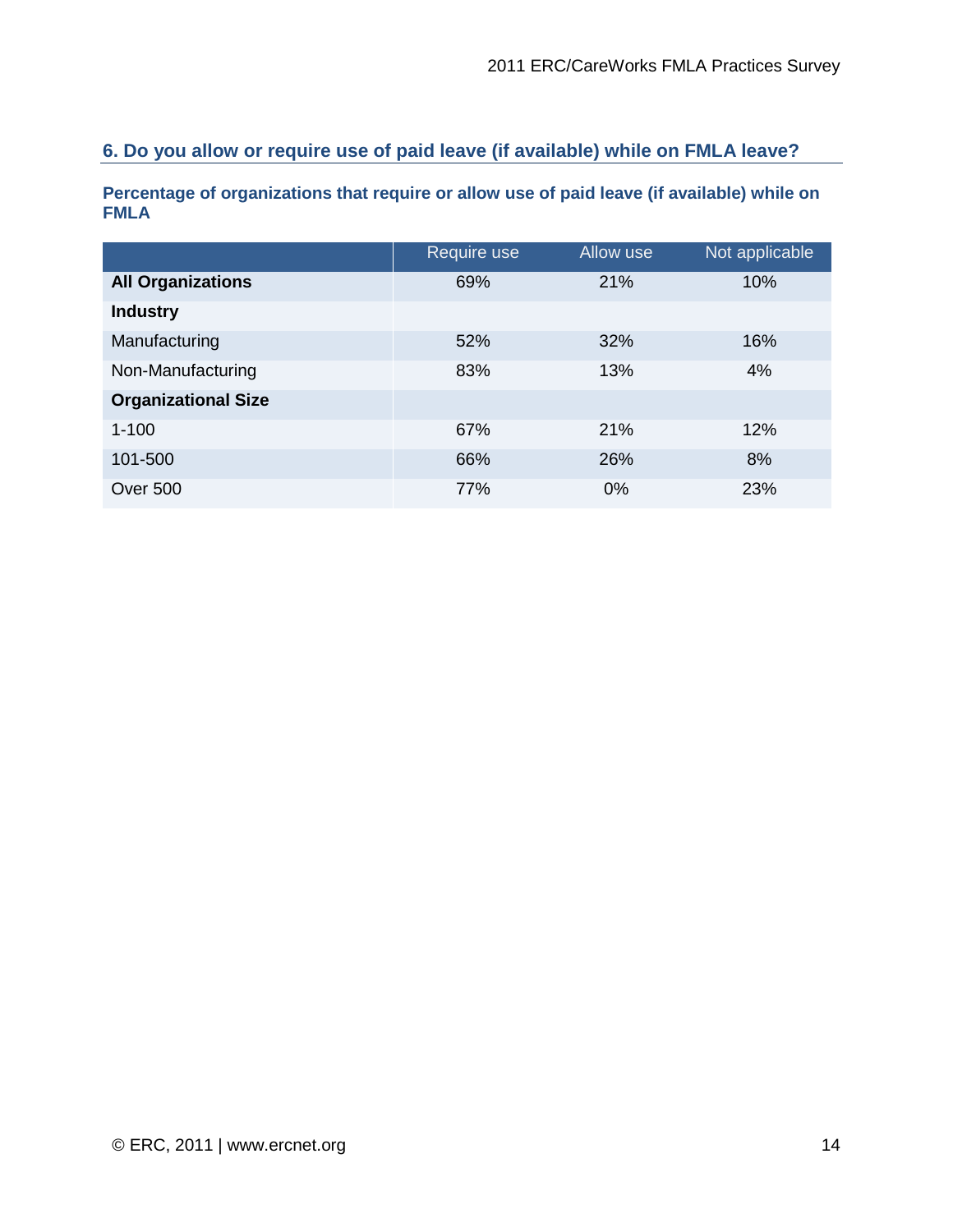## 6. Do you allow or require use of paid leave (if available) while on FMLA leave?

**Percentage of organizations that require or allow use of paid leave (if available) while on FMLA**

| | Require use | Allow use | Not applicable |
|---|---|---|---|
| **All Organizations** | 69% | 21% | 10% |
| **Industry** | | | |
| Manufacturing | 52% | 32% | 16% |
| Non-Manufacturing | 83% | 13% | 4% |
| **Organizational Size** | | | |
| 1-100 | 67% | 21% | 12% |
| 101-500 | 66% | 26% | 8% |
| Over 500 | 77% | 0% | 23% |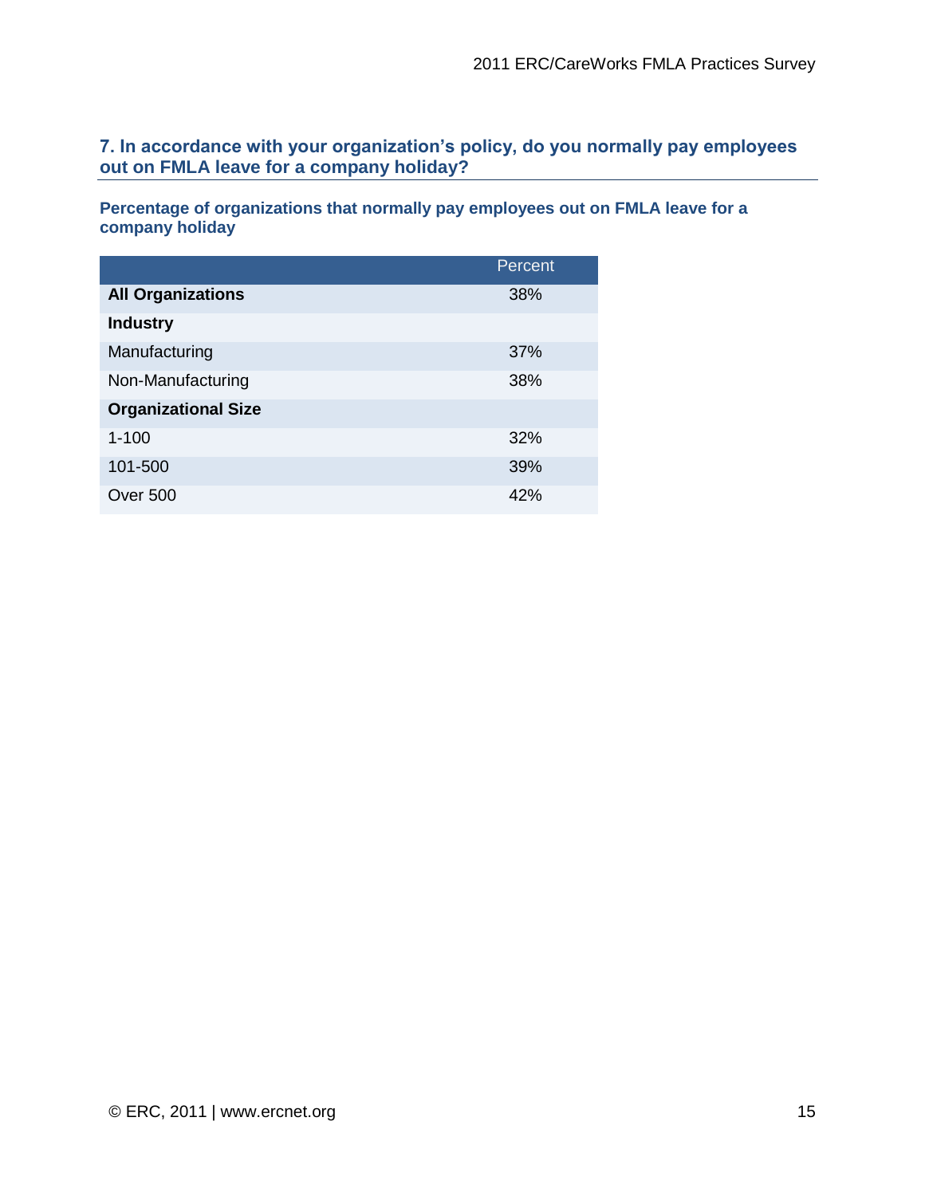### 7. In accordance with your organization's policy, do you normally pay employees out on FMLA leave for a company holiday?

**Percentage of organizations that normally pay employees out on FMLA leave for a company holiday**

| | Percent |
|---|---|
| **All Organizations** | 38% |
| **Industry** | |
| Manufacturing | 37% |
| Non-Manufacturing | 38% |
| **Organizational Size** | |
| 1-100 | 32% |
| 101-500 | 39% |
| Over 500 | 42% |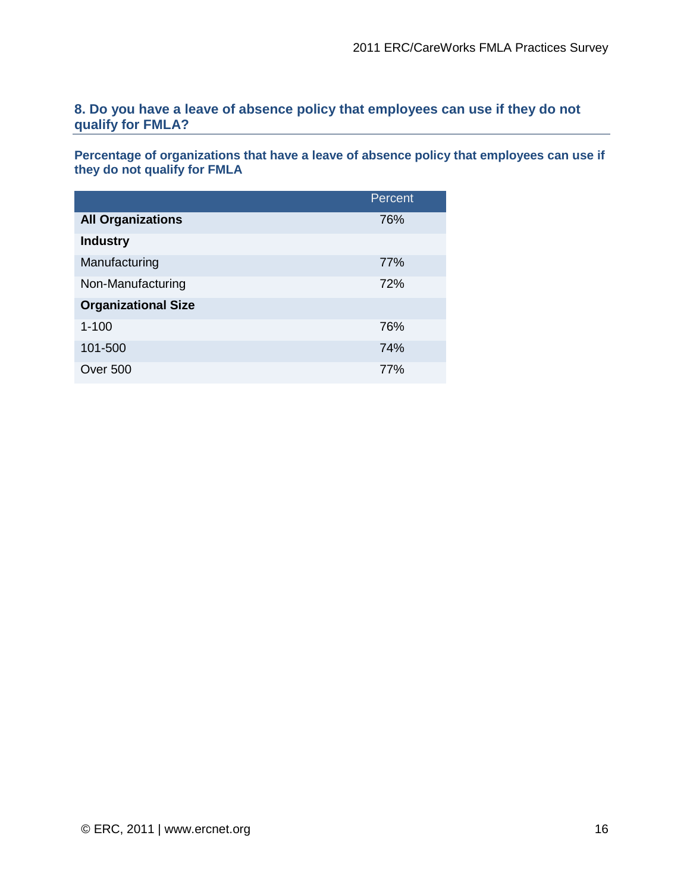## 8. Do you have a leave of absence policy that employees can use if they do not qualify for FMLA?

**Percentage of organizations that have a leave of absence policy that employees can use if they do not qualify for FMLA**

| | Percent |
|---|---|
| **All Organizations** | 76% |
| **Industry** | |
| Manufacturing | 77% |
| Non-Manufacturing | 72% |
| **Organizational Size** | |
| 1-100 | 76% |
| 101-500 | 74% |
| Over 500 | 77% |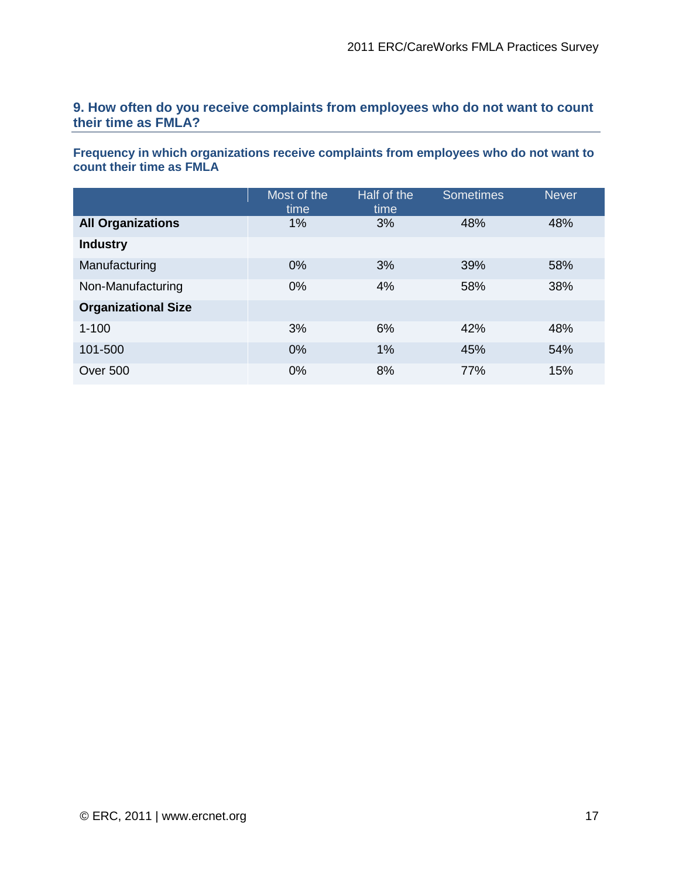### 9. How often do you receive complaints from employees who do not want to count their time as FMLA?

**Frequency in which organizations receive complaints from employees who do not want to count their time as FMLA**

| | Most of the time | Half of the time | Sometimes | Never |
|---|---|---|---|---|
| **All Organizations** | 1% | 3% | 48% | 48% |
| **Industry** | | | | |
| Manufacturing | 0% | 3% | 39% | 58% |
| Non-Manufacturing | 0% | 4% | 58% | 38% |
| **Organizational Size** | | | | |
| 1-100 | 3% | 6% | 42% | 48% |
| 101-500 | 0% | 1% | 45% | 54% |
| Over 500 | 0% | 8% | 77% | 15% |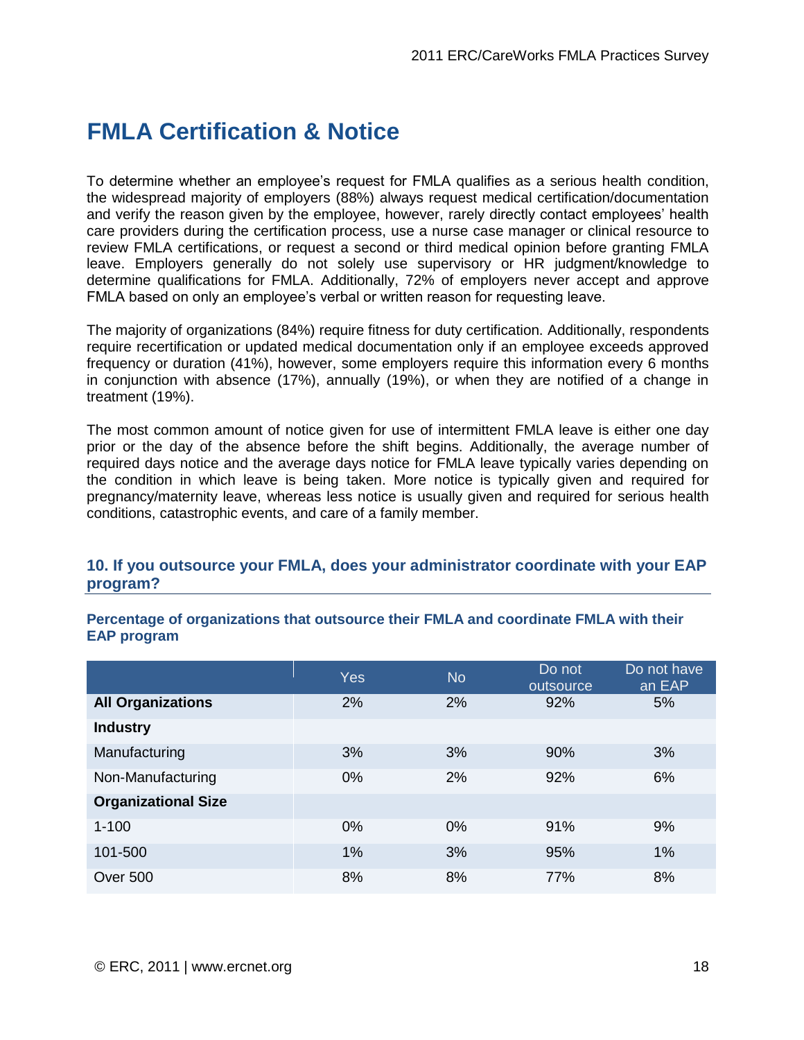# FMLA Certification & Notice

To determine whether an employee's request for FMLA qualifies as a serious health condition, the widespread majority of employers (88%) always request medical certification/documentation and verify the reason given by the employee, however, rarely directly contact employees' health care providers during the certification process, use a nurse case manager or clinical resource to review FMLA certifications, or request a second or third medical opinion before granting FMLA leave. Employers generally do not solely use supervisory or HR judgment/knowledge to determine qualifications for FMLA. Additionally, 72% of employers never accept and approve FMLA based on only an employee's verbal or written reason for requesting leave.

The majority of organizations (84%) require fitness for duty certification. Additionally, respondents require recertification or updated medical documentation only if an employee exceeds approved frequency or duration (41%), however, some employers require this information every 6 months in conjunction with absence (17%), annually (19%), or when they are notified of a change in treatment (19%).

The most common amount of notice given for use of intermittent FMLA leave is either one day prior or the day of the absence before the shift begins. Additionally, the average number of required days notice and the average days notice for FMLA leave typically varies depending on the condition in which leave is being taken. More notice is typically given and required for pregnancy/maternity leave, whereas less notice is usually given and required for serious health conditions, catastrophic events, and care of a family member.

### 10. If you outsource your FMLA, does your administrator coordinate with your EAP program?

**Percentage of organizations that outsource their FMLA and coordinate FMLA with their EAP program**

| | Yes | No | Do not outsource | Do not have an EAP |
|---|---|---|---|---|
| **All Organizations** | 2% | 2% | 92% | 5% |
| **Industry** | | | | |
| Manufacturing | 3% | 3% | 90% | 3% |
| Non-Manufacturing | 0% | 2% | 92% | 6% |
| **Organizational Size** | | | | |
| 1-100 | 0% | 0% | 91% | 9% |
| 101-500 | 1% | 3% | 95% | 1% |
| Over 500 | 8% | 8% | 77% | 8% |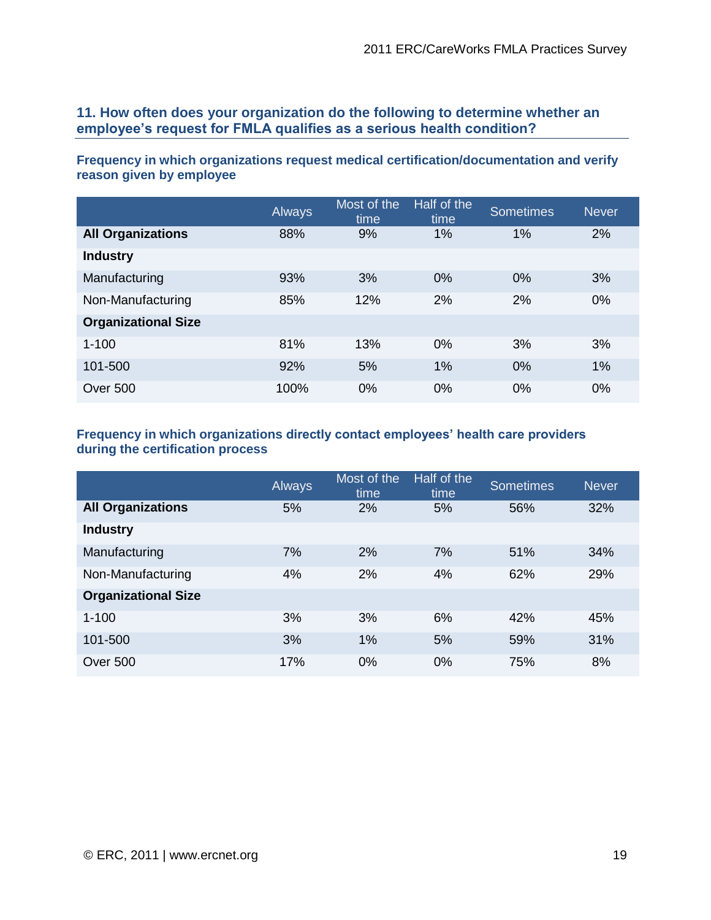## 11. How often does your organization do the following to determine whether an employee's request for FMLA qualifies as a serious health condition?

**Frequency in which organizations request medical certification/documentation and verify reason given by employee**

| | Always | Most of the time | Half of the time | Sometimes | Never |
|---|---|---|---|---|---|
| **All Organizations** | 88% | 9% | 1% | 1% | 2% |
| **Industry** | | | | | |
| Manufacturing | 93% | 3% | 0% | 0% | 3% |
| Non-Manufacturing | 85% | 12% | 2% | 2% | 0% |
| **Organizational Size** | | | | | |
| 1-100 | 81% | 13% | 0% | 3% | 3% |
| 101-500 | 92% | 5% | 1% | 0% | 1% |
| Over 500 | 100% | 0% | 0% | 0% | 0% |

**Frequency in which organizations directly contact employees' health care providers during the certification process**

| | Always | Most of the time | Half of the time | Sometimes | Never |
|---|---|---|---|---|---|
| **All Organizations** | 5% | 2% | 5% | 56% | 32% |
| **Industry** | | | | | |
| Manufacturing | 7% | 2% | 7% | 51% | 34% |
| Non-Manufacturing | 4% | 2% | 4% | 62% | 29% |
| **Organizational Size** | | | | | |
| 1-100 | 3% | 3% | 6% | 42% | 45% |
| 101-500 | 3% | 1% | 5% | 59% | 31% |
| Over 500 | 17% | 0% | 0% | 75% | 8% |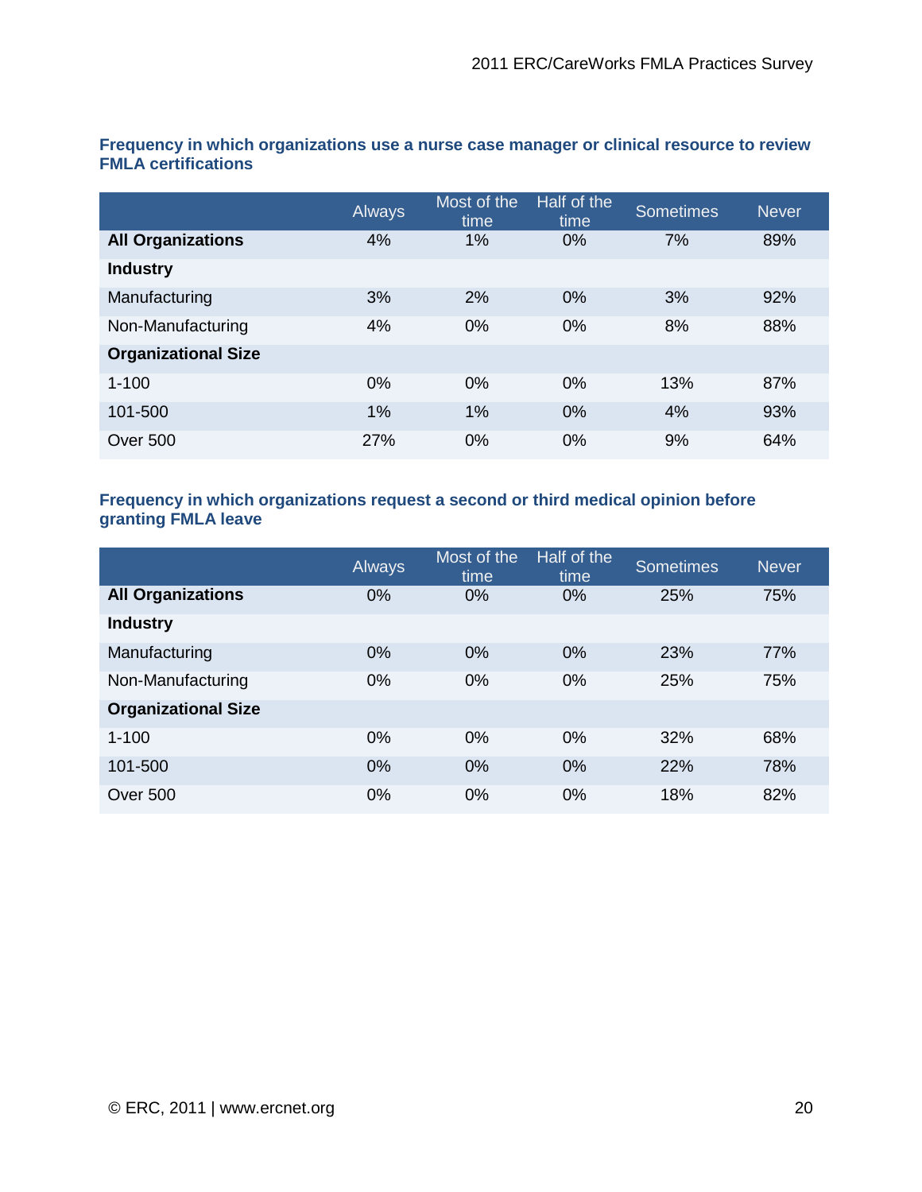**Frequency in which organizations use a nurse case manager or clinical resource to review FMLA certifications**

| | Always | Most of the time | Half of the time | Sometimes | Never |
|---|---|---|---|---|---|
| **All Organizations** | 4% | 1% | 0% | 7% | 89% |
| **Industry** | | | | | |
| Manufacturing | 3% | 2% | 0% | 3% | 92% |
| Non-Manufacturing | 4% | 0% | 0% | 8% | 88% |
| **Organizational Size** | | | | | |
| 1-100 | 0% | 0% | 0% | 13% | 87% |
| 101-500 | 1% | 1% | 0% | 4% | 93% |
| Over 500 | 27% | 0% | 0% | 9% | 64% |

**Frequency in which organizations request a second or third medical opinion before granting FMLA leave**

| | Always | Most of the time | Half of the time | Sometimes | Never |
|---|---|---|---|---|---|
| **All Organizations** | 0% | 0% | 0% | 25% | 75% |
| **Industry** | | | | | |
| Manufacturing | 0% | 0% | 0% | 23% | 77% |
| Non-Manufacturing | 0% | 0% | 0% | 25% | 75% |
| **Organizational Size** | | | | | |
| 1-100 | 0% | 0% | 0% | 32% | 68% |
| 101-500 | 0% | 0% | 0% | 22% | 78% |
| Over 500 | 0% | 0% | 0% | 18% | 82% |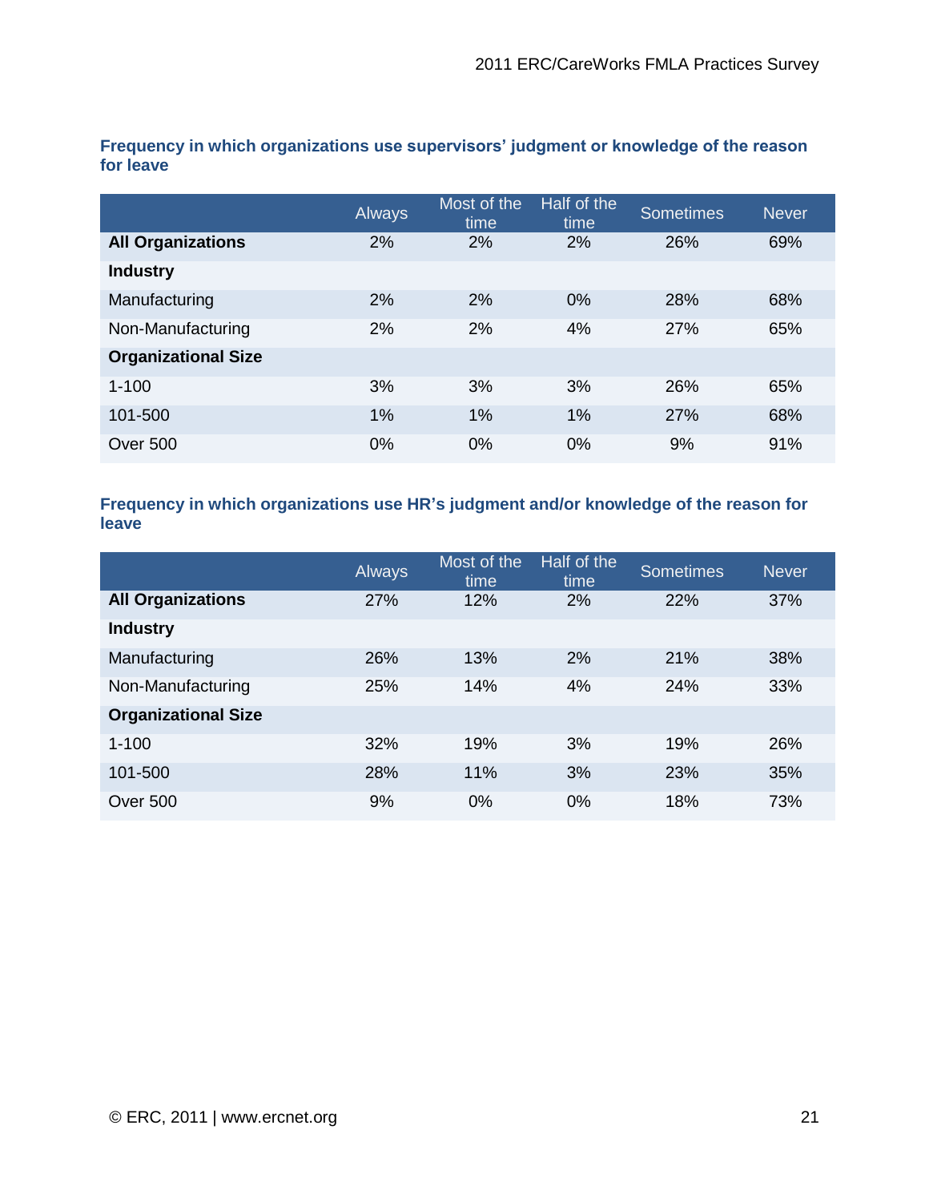**Frequency in which organizations use supervisors' judgment or knowledge of the reason for leave**

| | Always | Most of the time | Half of the time | Sometimes | Never |
|---|---|---|---|---|---|
| **All Organizations** | 2% | 2% | 2% | 26% | 69% |
| **Industry** | | | | | |
| Manufacturing | 2% | 2% | 0% | 28% | 68% |
| Non-Manufacturing | 2% | 2% | 4% | 27% | 65% |
| **Organizational Size** | | | | | |
| 1-100 | 3% | 3% | 3% | 26% | 65% |
| 101-500 | 1% | 1% | 1% | 27% | 68% |
| Over 500 | 0% | 0% | 0% | 9% | 91% |

**Frequency in which organizations use HR's judgment and/or knowledge of the reason for leave**

| | Always | Most of the time | Half of the time | Sometimes | Never |
|---|---|---|---|---|---|
| **All Organizations** | 27% | 12% | 2% | 22% | 37% |
| **Industry** | | | | | |
| Manufacturing | 26% | 13% | 2% | 21% | 38% |
| Non-Manufacturing | 25% | 14% | 4% | 24% | 33% |
| **Organizational Size** | | | | | |
| 1-100 | 32% | 19% | 3% | 19% | 26% |
| 101-500 | 28% | 11% | 3% | 23% | 35% |
| Over 500 | 9% | 0% | 0% | 18% | 73% |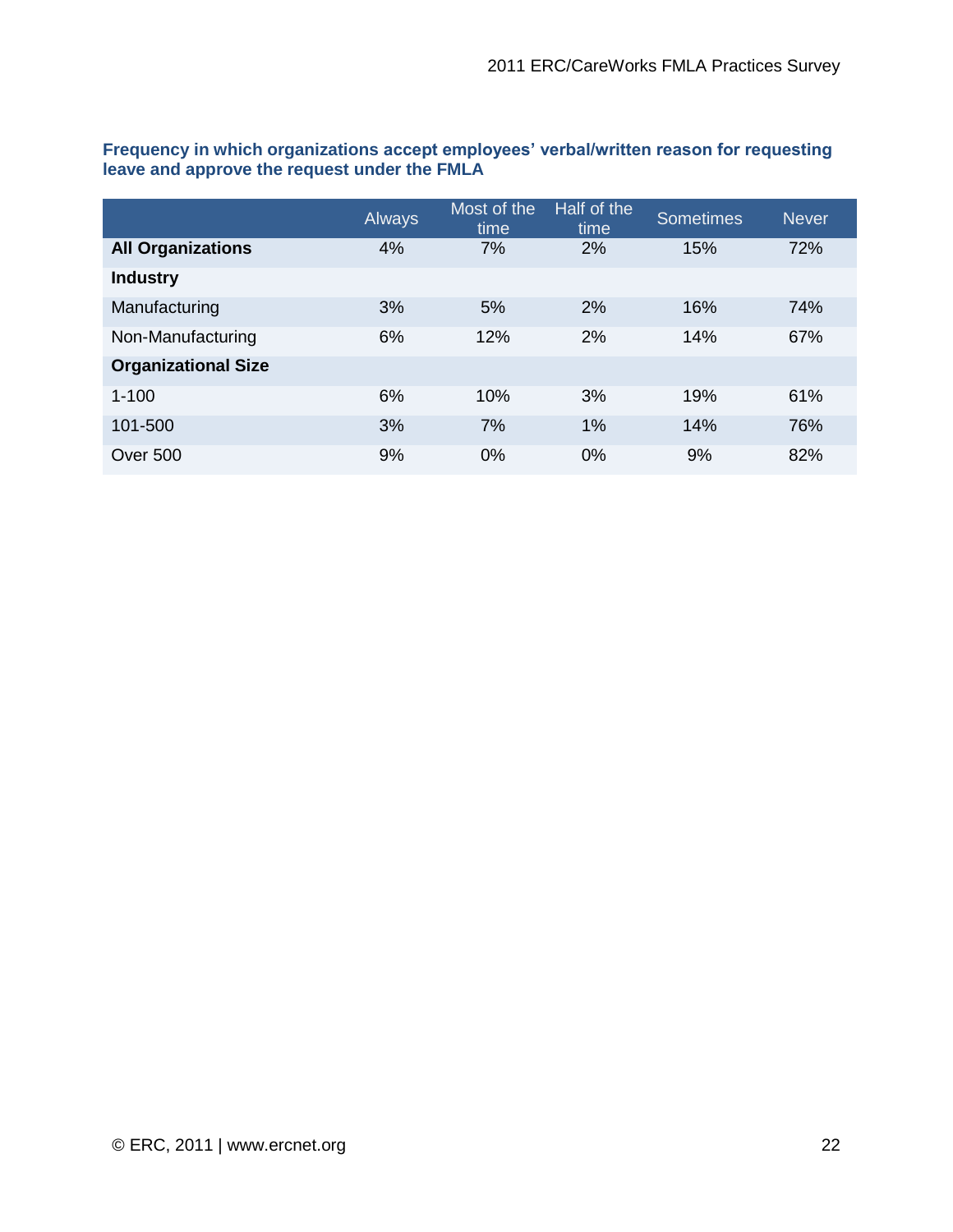**Frequency in which organizations accept employees' verbal/written reason for requesting leave and approve the request under the FMLA**

| | Always | Most of the time | Half of the time | Sometimes | Never |
|---|---|---|---|---|---|
| **All Organizations** | 4% | 7% | 2% | 15% | 72% |
| **Industry** | | | | | |
| Manufacturing | 3% | 5% | 2% | 16% | 74% |
| Non-Manufacturing | 6% | 12% | 2% | 14% | 67% |
| **Organizational Size** | | | | | |
| 1-100 | 6% | 10% | 3% | 19% | 61% |
| 101-500 | 3% | 7% | 1% | 14% | 76% |
| Over 500 | 9% | 0% | 0% | 9% | 82% |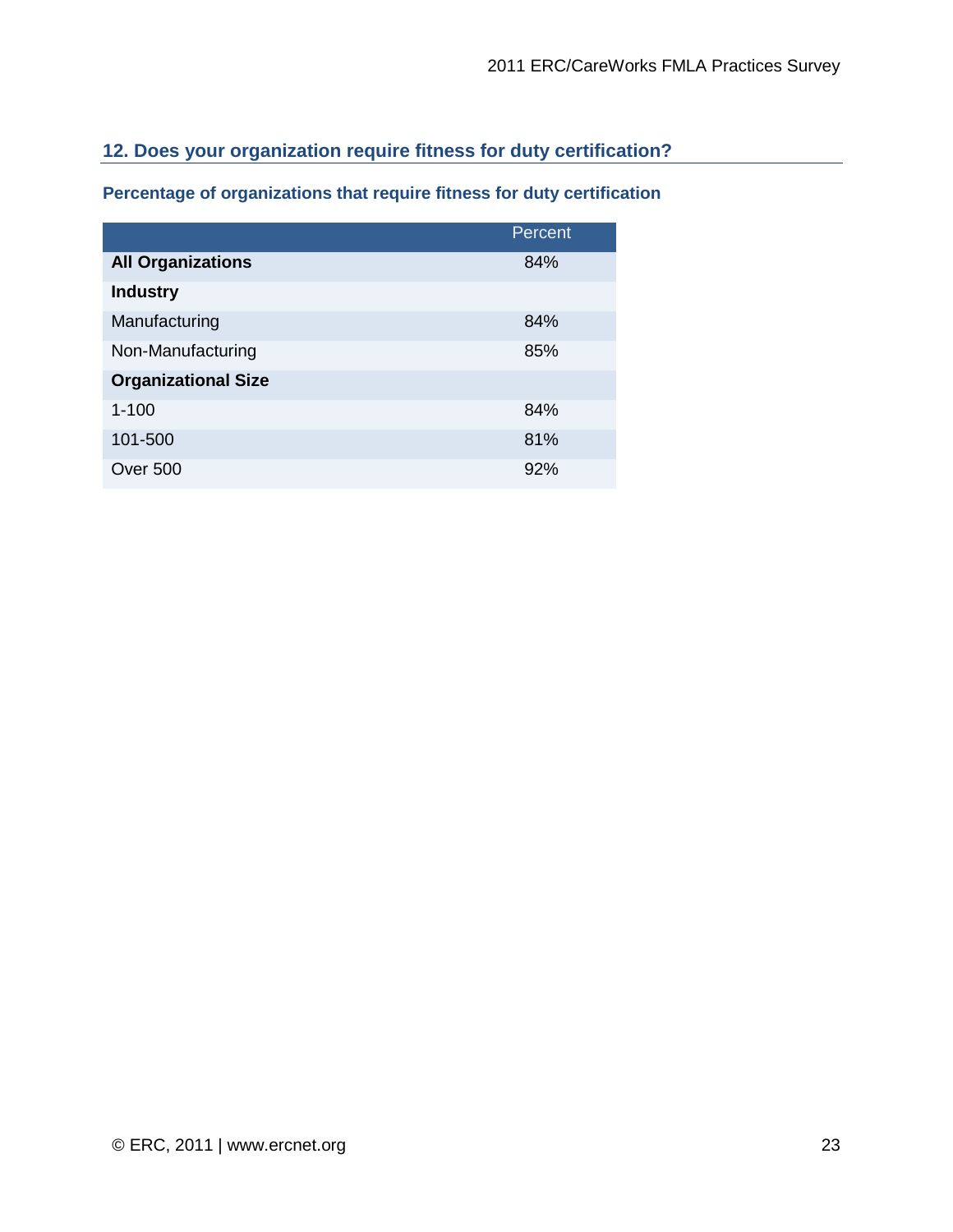## 12. Does your organization require fitness for duty certification?

### Percentage of organizations that require fitness for duty certification

| | Percent |
|---|---|
| **All Organizations** | 84% |
| **Industry** | |
| Manufacturing | 84% |
| Non-Manufacturing | 85% |
| **Organizational Size** | |
| 1-100 | 84% |
| 101-500 | 81% |
| Over 500 | 92% |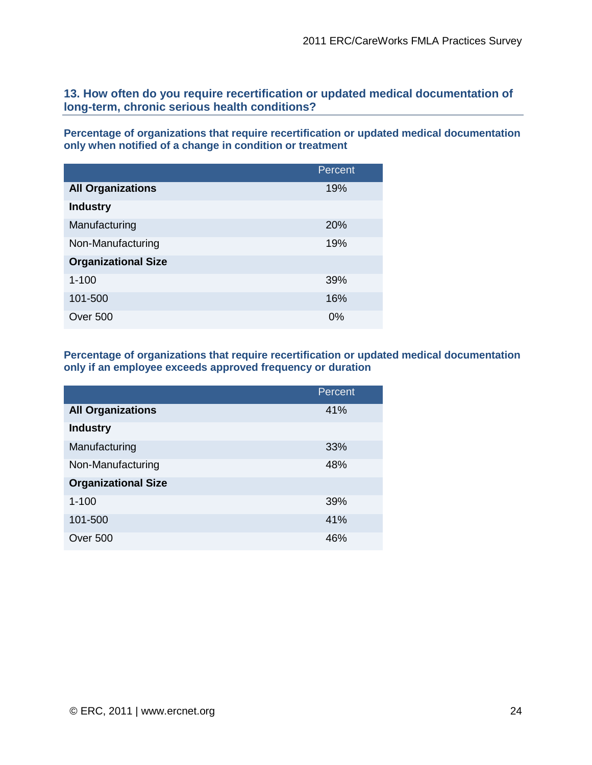### 13. How often do you require recertification or updated medical documentation of long-term, chronic serious health conditions?

**Percentage of organizations that require recertification or updated medical documentation only when notified of a change in condition or treatment**

| | Percent |
|---|---|
| **All Organizations** | 19% |
| **Industry** | |
| Manufacturing | 20% |
| Non-Manufacturing | 19% |
| **Organizational Size** | |
| 1-100 | 39% |
| 101-500 | 16% |
| Over 500 | 0% |

**Percentage of organizations that require recertification or updated medical documentation only if an employee exceeds approved frequency or duration**

| | Percent |
|---|---|
| **All Organizations** | 41% |
| **Industry** | |
| Manufacturing | 33% |
| Non-Manufacturing | 48% |
| **Organizational Size** | |
| 1-100 | 39% |
| 101-500 | 41% |
| Over 500 | 46% |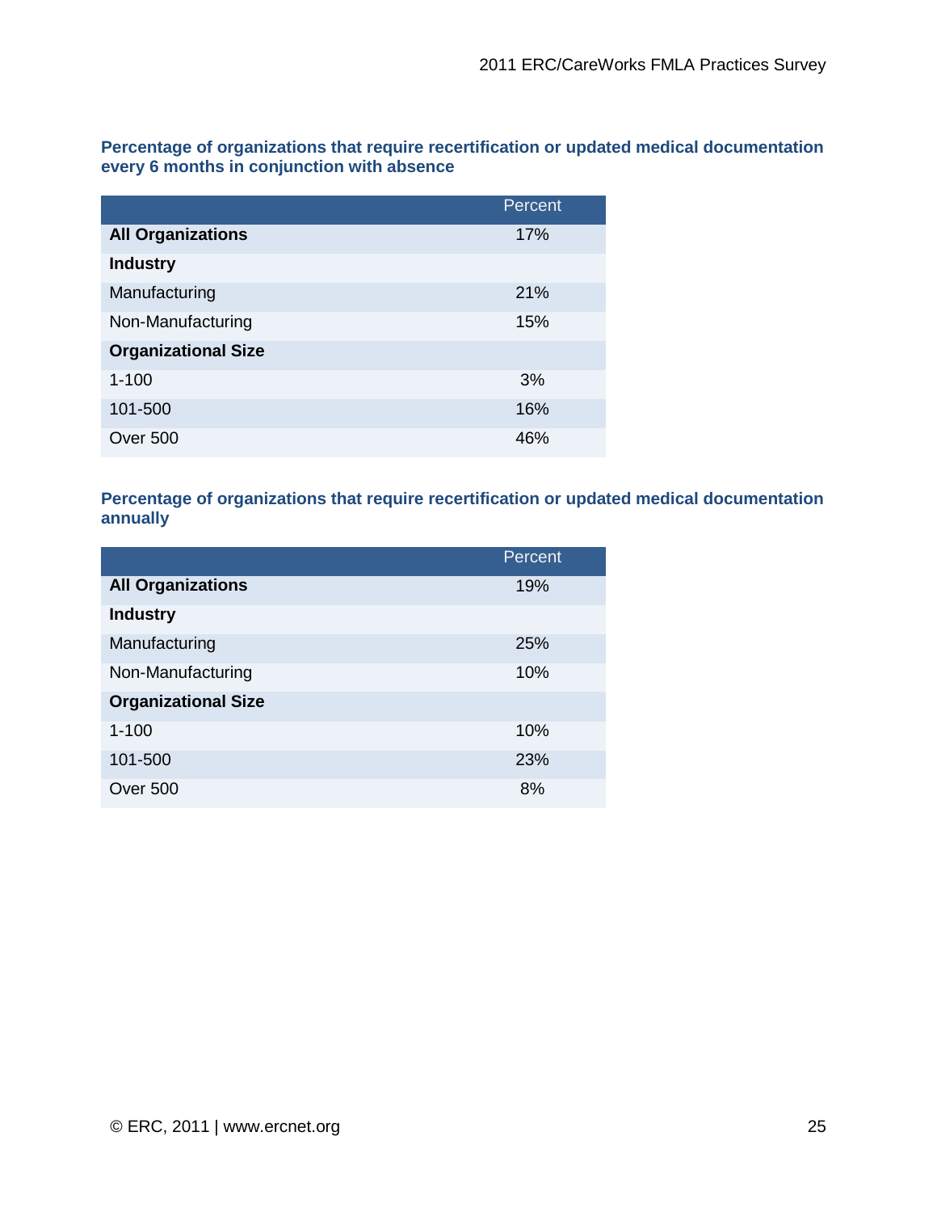**Percentage of organizations that require recertification or updated medical documentation every 6 months in conjunction with absence**

| | Percent |
|---|---|
| **All Organizations** | 17% |
| **Industry** | |
| Manufacturing | 21% |
| Non-Manufacturing | 15% |
| **Organizational Size** | |
| 1-100 | 3% |
| 101-500 | 16% |
| Over 500 | 46% |

**Percentage of organizations that require recertification or updated medical documentation annually**

| | Percent |
|---|---|
| **All Organizations** | 19% |
| **Industry** | |
| Manufacturing | 25% |
| Non-Manufacturing | 10% |
| **Organizational Size** | |
| 1-100 | 10% |
| 101-500 | 23% |
| Over 500 | 8% |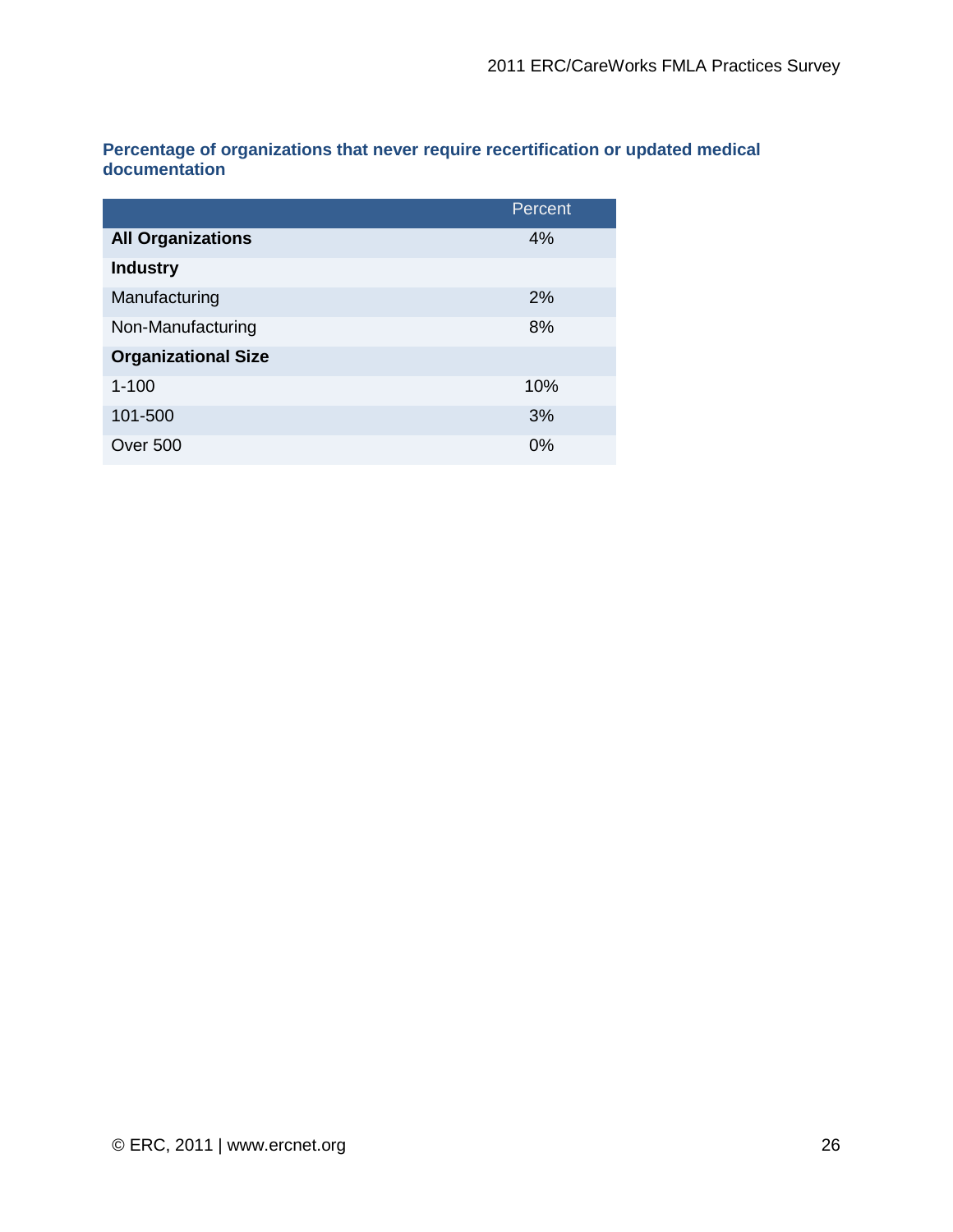### Percentage of organizations that never require recertification or updated medical documentation

| | Percent |
|---|---|
| **All Organizations** | 4% |
| **Industry** | |
| Manufacturing | 2% |
| Non-Manufacturing | 8% |
| **Organizational Size** | |
| 1-100 | 10% |
| 101-500 | 3% |
| Over 500 | 0% |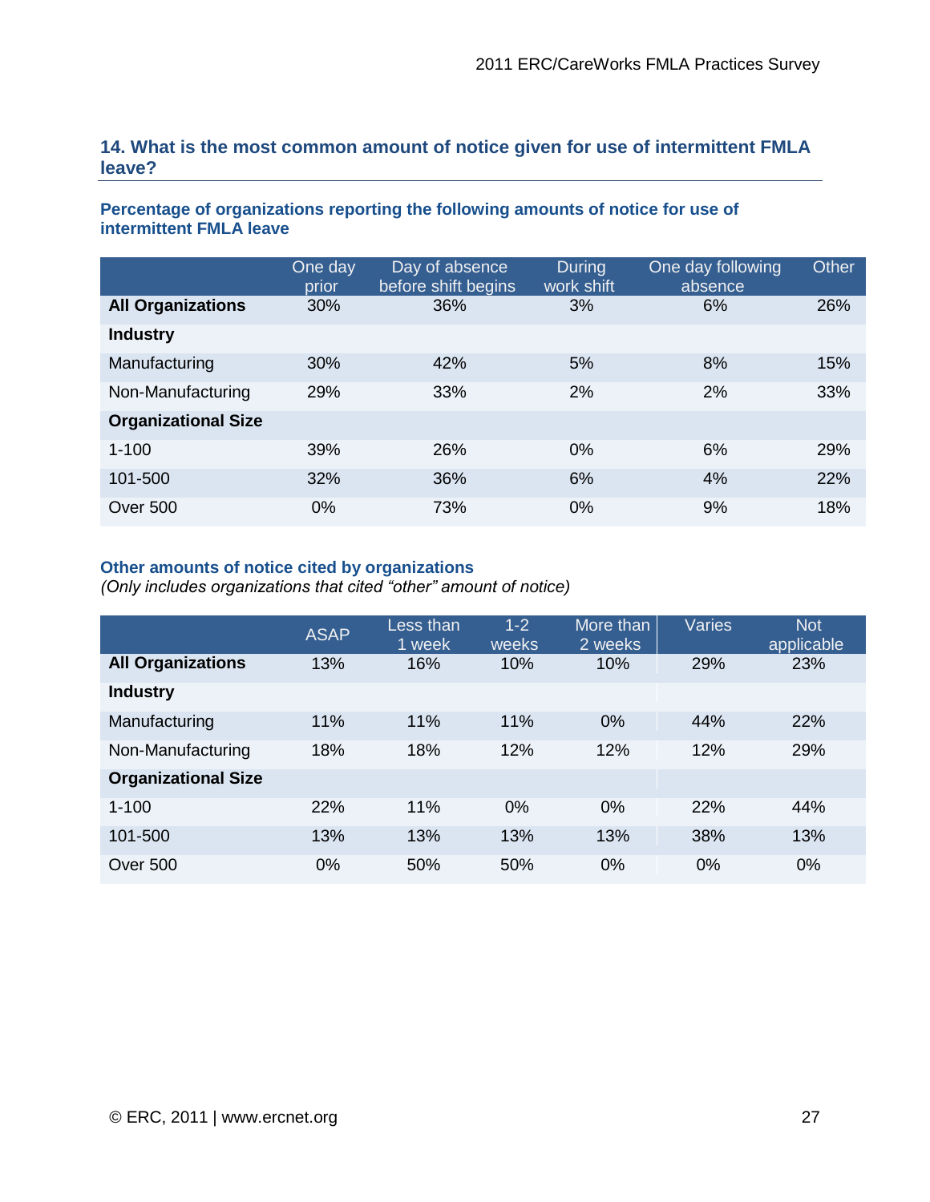### 14. What is the most common amount of notice given for use of intermittent FMLA leave?

**Percentage of organizations reporting the following amounts of notice for use of intermittent FMLA leave**

| | One day prior | Day of absence before shift begins | During work shift | One day following absence | Other |
|---|---|---|---|---|---|
| **All Organizations** | 30% | 36% | 3% | 6% | 26% |
| **Industry** | | | | | |
| Manufacturing | 30% | 42% | 5% | 8% | 15% |
| Non-Manufacturing | 29% | 33% | 2% | 2% | 33% |
| **Organizational Size** | | | | | |
| 1-100 | 39% | 26% | 0% | 6% | 29% |
| 101-500 | 32% | 36% | 6% | 4% | 22% |
| Over 500 | 0% | 73% | 0% | 9% | 18% |

**Other amounts of notice cited by organizations**

*(Only includes organizations that cited "other" amount of notice)*

| | ASAP | Less than 1 week | 1-2 weeks | More than 2 weeks | Varies | Not applicable |
|---|---|---|---|---|---|---|
| **All Organizations** | 13% | 16% | 10% | 10% | 29% | 23% |
| **Industry** | | | | | | |
| Manufacturing | 11% | 11% | 11% | 0% | 44% | 22% |
| Non-Manufacturing | 18% | 18% | 12% | 12% | 12% | 29% |
| **Organizational Size** | | | | | | |
| 1-100 | 22% | 11% | 0% | 0% | 22% | 44% |
| 101-500 | 13% | 13% | 13% | 13% | 38% | 13% |
| Over 500 | 0% | 50% | 50% | 0% | 0% | 0% |

© ERC, 2011 | www.ercnet.org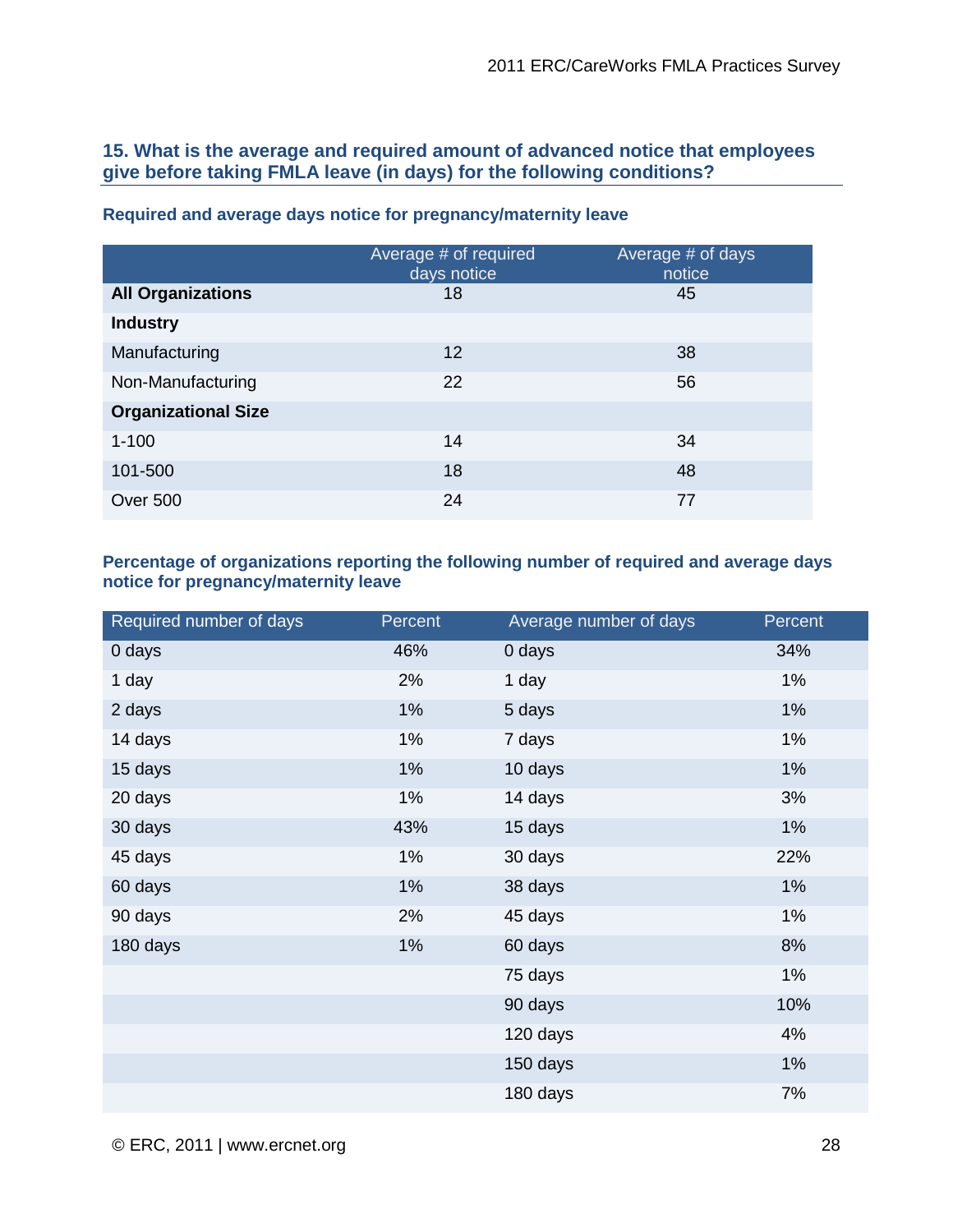### 15. What is the average and required amount of advanced notice that employees give before taking FMLA leave (in days) for the following conditions?

**Required and average days notice for pregnancy/maternity leave**

| | Average # of required days notice | Average # of days notice |
|---|---|---|
| **All Organizations** | 18 | 45 |
| **Industry** | | |
| Manufacturing | 12 | 38 |
| Non-Manufacturing | 22 | 56 |
| **Organizational Size** | | |
| 1-100 | 14 | 34 |
| 101-500 | 18 | 48 |
| Over 500 | 24 | 77 |

**Percentage of organizations reporting the following number of required and average days notice for pregnancy/maternity leave**

| Required number of days | Percent | Average number of days | Percent |
|---|---|---|---|
| 0 days | 46% | 0 days | 34% |
| 1 day | 2% | 1 day | 1% |
| 2 days | 1% | 5 days | 1% |
| 14 days | 1% | 7 days | 1% |
| 15 days | 1% | 10 days | 1% |
| 20 days | 1% | 14 days | 3% |
| 30 days | 43% | 15 days | 1% |
| 45 days | 1% | 30 days | 22% |
| 60 days | 1% | 38 days | 1% |
| 90 days | 2% | 45 days | 1% |
| 180 days | 1% | 60 days | 8% |
| | | 75 days | 1% |
| | | 90 days | 10% |
| | | 120 days | 4% |
| | | 150 days | 1% |
| | | 180 days | 7% |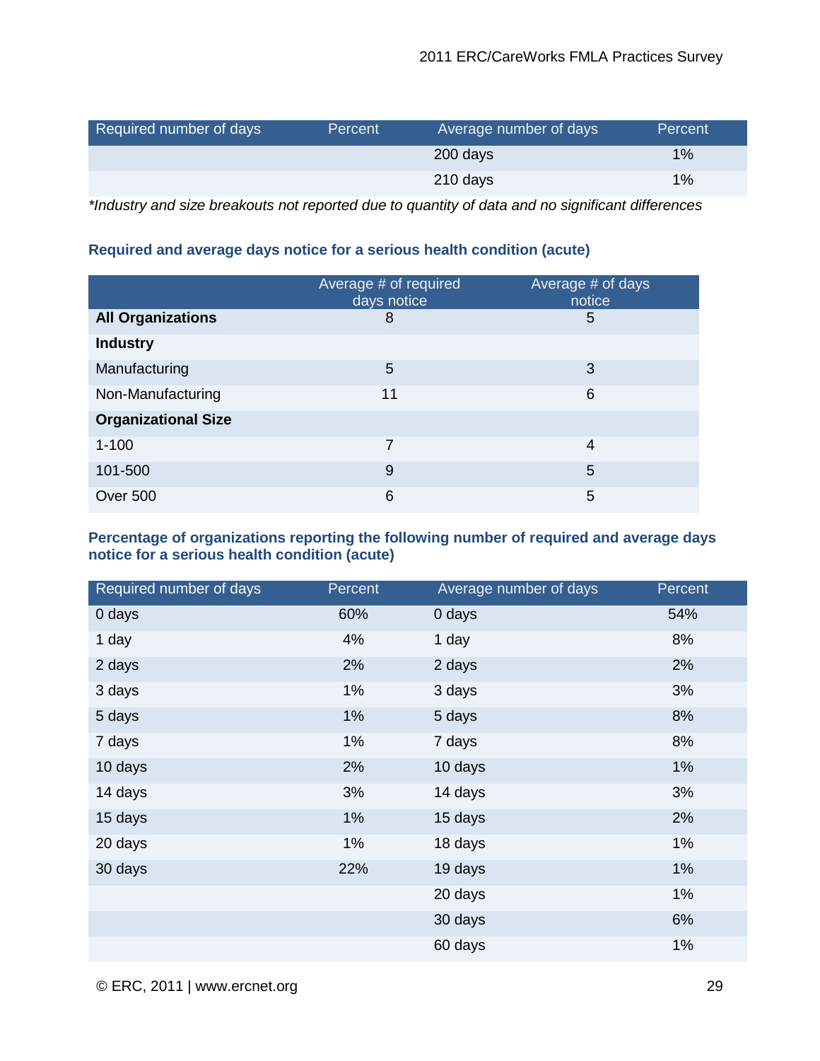| Required number of days | Percent | Average number of days | Percent |
|---|---|---|---|
| | | 200 days | 1% |
| | | 210 days | 1% |

*Industry and size breakouts not reported due to quantity of data and no significant differences*

### Required and average days notice for a serious health condition (acute)

| | Average # of required days notice | Average # of days notice |
|---|---|---|
| **All Organizations** | 8 | 5 |
| **Industry** | | |
| Manufacturing | 5 | 3 |
| Non-Manufacturing | 11 | 6 |
| **Organizational Size** | | |
| 1-100 | 7 | 4 |
| 101-500 | 9 | 5 |
| Over 500 | 6 | 5 |

### Percentage of organizations reporting the following number of required and average days notice for a serious health condition (acute)

| Required number of days | Percent | Average number of days | Percent |
|---|---|---|---|
| 0 days | 60% | 0 days | 54% |
| 1 day | 4% | 1 day | 8% |
| 2 days | 2% | 2 days | 2% |
| 3 days | 1% | 3 days | 3% |
| 5 days | 1% | 5 days | 8% |
| 7 days | 1% | 7 days | 8% |
| 10 days | 2% | 10 days | 1% |
| 14 days | 3% | 14 days | 3% |
| 15 days | 1% | 15 days | 2% |
| 20 days | 1% | 18 days | 1% |
| 30 days | 22% | 19 days | 1% |
| | | 20 days | 1% |
| | | 30 days | 6% |
| | | 60 days | 1% |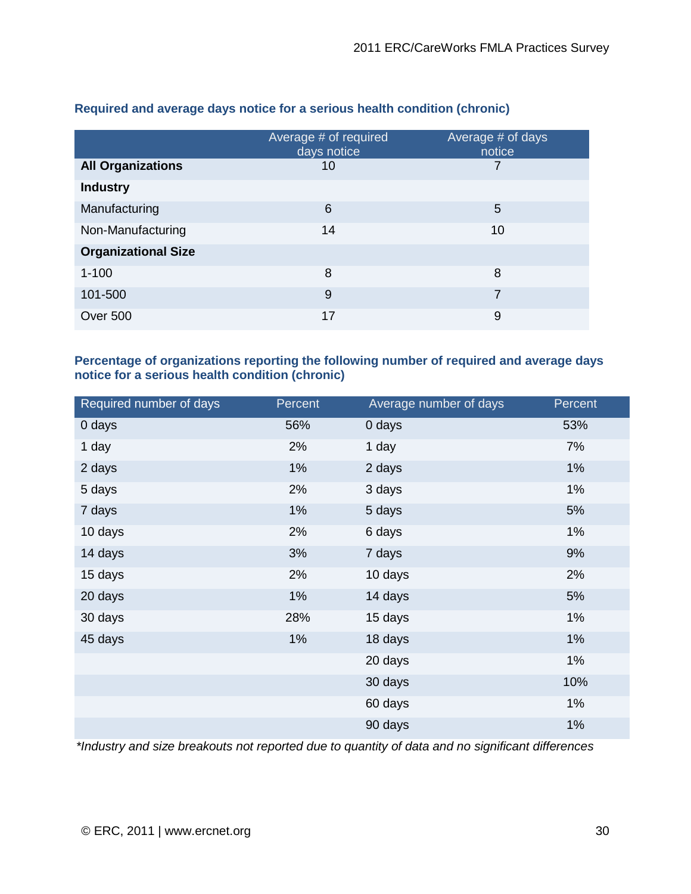### Required and average days notice for a serious health condition (chronic)

| | Average # of required days notice | Average # of days notice |
|---|---|---|
| **All Organizations** | 10 | 7 |
| **Industry** | | |
| Manufacturing | 6 | 5 |
| Non-Manufacturing | 14 | 10 |
| **Organizational Size** | | |
| 1-100 | 8 | 8 |
| 101-500 | 9 | 7 |
| Over 500 | 17 | 9 |

### Percentage of organizations reporting the following number of required and average days notice for a serious health condition (chronic)

| Required number of days | Percent | Average number of days | Percent |
|---|---|---|---|
| 0 days | 56% | 0 days | 53% |
| 1 day | 2% | 1 day | 7% |
| 2 days | 1% | 2 days | 1% |
| 5 days | 2% | 3 days | 1% |
| 7 days | 1% | 5 days | 5% |
| 10 days | 2% | 6 days | 1% |
| 14 days | 3% | 7 days | 9% |
| 15 days | 2% | 10 days | 2% |
| 20 days | 1% | 14 days | 5% |
| 30 days | 28% | 15 days | 1% |
| 45 days | 1% | 18 days | 1% |
| | | 20 days | 1% |
| | | 30 days | 10% |
| | | 60 days | 1% |
| | | 90 days | 1% |

*Industry and size breakouts not reported due to quantity of data and no significant differences*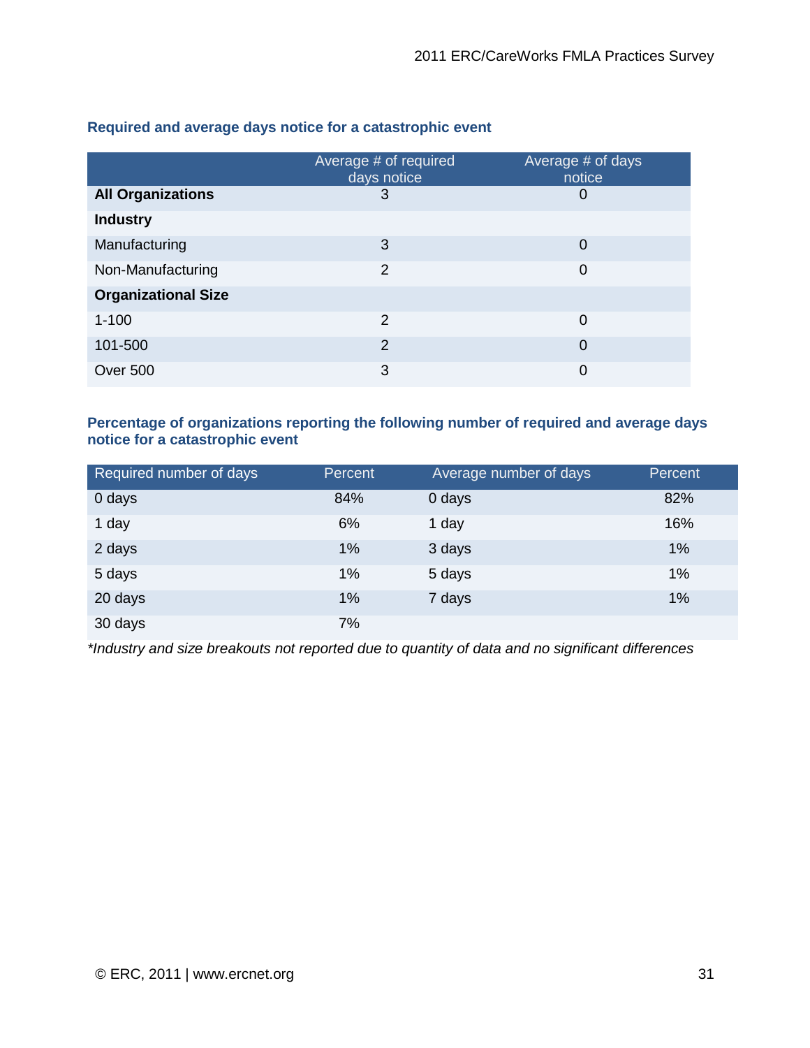### Required and average days notice for a catastrophic event

| | Average # of required days notice | Average # of days notice |
|---|---|---|
| **All Organizations** | 3 | 0 |
| **Industry** | | |
| Manufacturing | 3 | 0 |
| Non-Manufacturing | 2 | 0 |
| **Organizational Size** | | |
| 1-100 | 2 | 0 |
| 101-500 | 2 | 0 |
| Over 500 | 3 | 0 |

### Percentage of organizations reporting the following number of required and average days notice for a catastrophic event

| Required number of days | Percent | Average number of days | Percent |
|---|---|---|---|
| 0 days | 84% | 0 days | 82% |
| 1 day | 6% | 1 day | 16% |
| 2 days | 1% | 3 days | 1% |
| 5 days | 1% | 5 days | 1% |
| 20 days | 1% | 7 days | 1% |
| 30 days | 7% | | |

*\*Industry and size breakouts not reported due to quantity of data and no significant differences*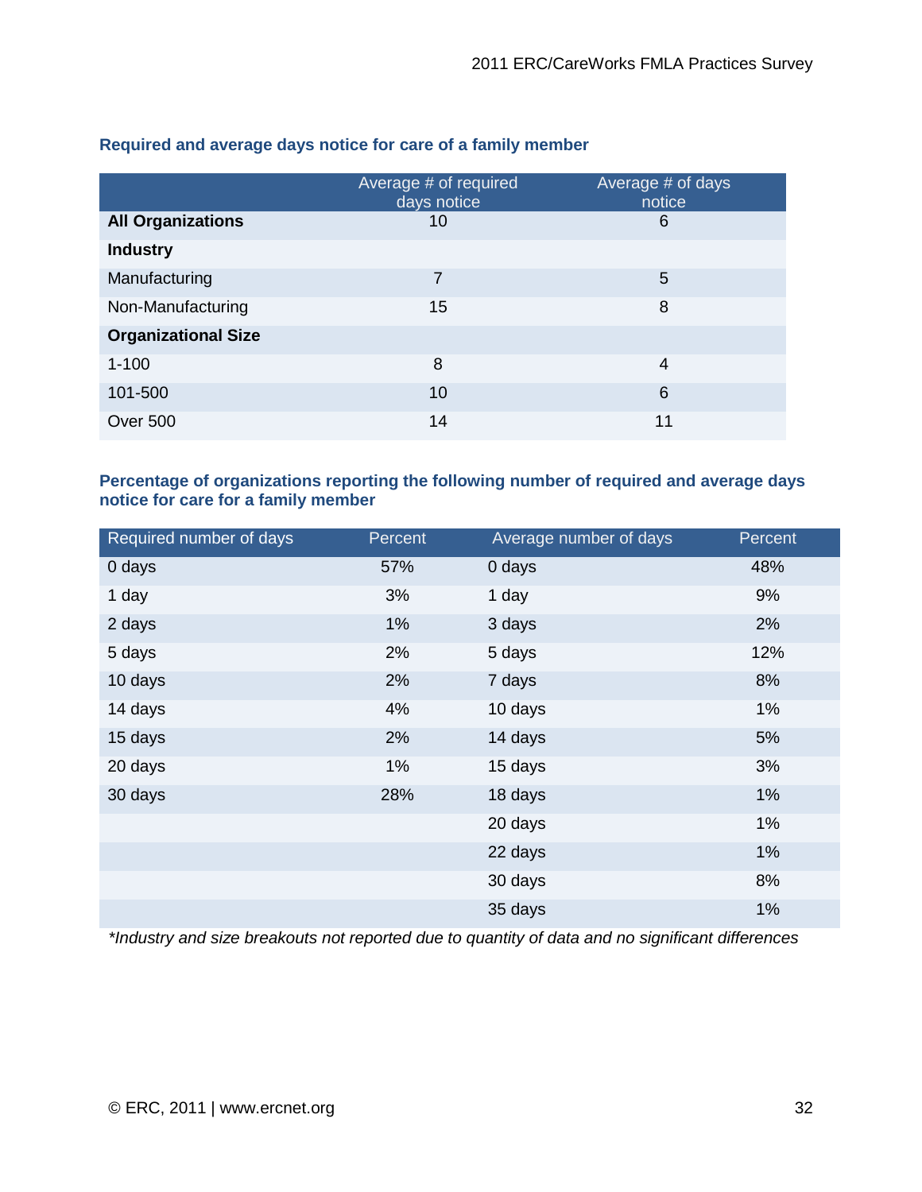### Required and average days notice for care of a family member

| | Average # of required days notice | Average # of days notice |
|---|---|---|
| **All Organizations** | 10 | 6 |
| **Industry** | | |
| Manufacturing | 7 | 5 |
| Non-Manufacturing | 15 | 8 |
| **Organizational Size** | | |
| 1-100 | 8 | 4 |
| 101-500 | 10 | 6 |
| Over 500 | 14 | 11 |

### Percentage of organizations reporting the following number of required and average days notice for care for a family member

| Required number of days | Percent | Average number of days | Percent |
|---|---|---|---|
| 0 days | 57% | 0 days | 48% |
| 1 day | 3% | 1 day | 9% |
| 2 days | 1% | 3 days | 2% |
| 5 days | 2% | 5 days | 12% |
| 10 days | 2% | 7 days | 8% |
| 14 days | 4% | 10 days | 1% |
| 15 days | 2% | 14 days | 5% |
| 20 days | 1% | 15 days | 3% |
| 30 days | 28% | 18 days | 1% |
| | | 20 days | 1% |
| | | 22 days | 1% |
| | | 30 days | 8% |
| | | 35 days | 1% |

*\*Industry and size breakouts not reported due to quantity of data and no significant differences*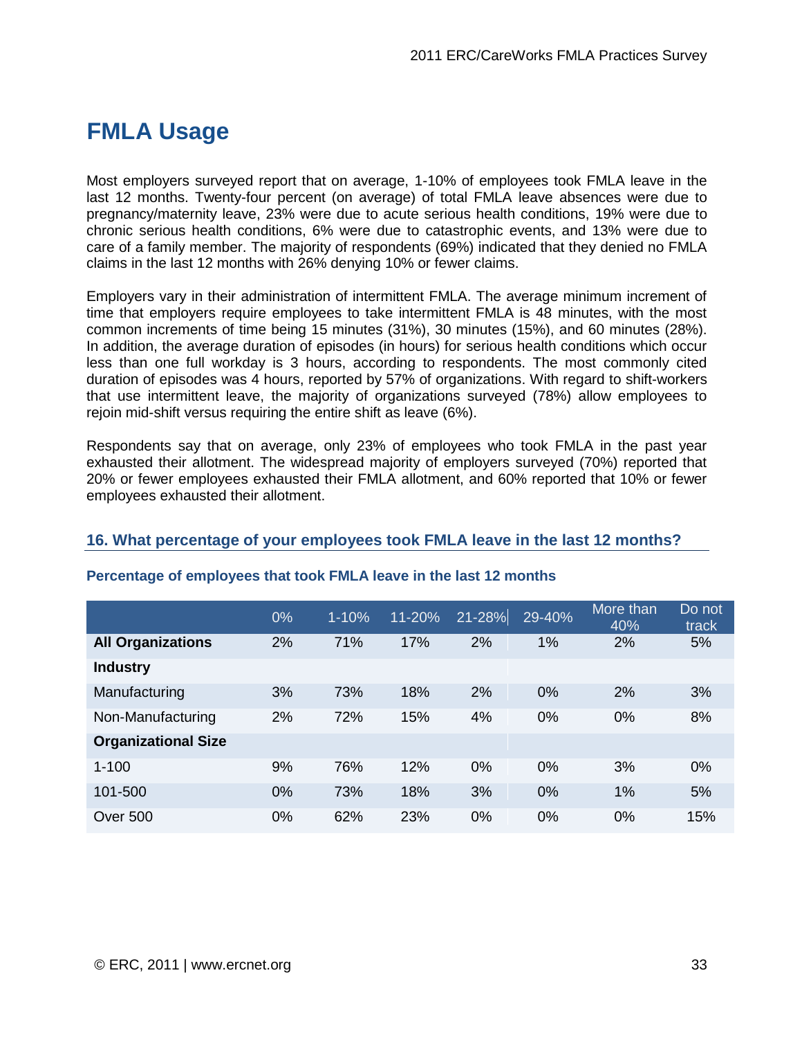# FMLA Usage

Most employers surveyed report that on average, 1-10% of employees took FMLA leave in the last 12 months. Twenty-four percent (on average) of total FMLA leave absences were due to pregnancy/maternity leave, 23% were due to acute serious health conditions, 19% were due to chronic serious health conditions, 6% were due to catastrophic events, and 13% were due to care of a family member. The majority of respondents (69%) indicated that they denied no FMLA claims in the last 12 months with 26% denying 10% or fewer claims.

Employers vary in their administration of intermittent FMLA. The average minimum increment of time that employers require employees to take intermittent FMLA is 48 minutes, with the most common increments of time being 15 minutes (31%), 30 minutes (15%), and 60 minutes (28%). In addition, the average duration of episodes (in hours) for serious health conditions which occur less than one full workday is 3 hours, according to respondents. The most commonly cited duration of episodes was 4 hours, reported by 57% of organizations. With regard to shift-workers that use intermittent leave, the majority of organizations surveyed (78%) allow employees to rejoin mid-shift versus requiring the entire shift as leave (6%).

Respondents say that on average, only 23% of employees who took FMLA in the past year exhausted their allotment. The widespread majority of employers surveyed (70%) reported that 20% or fewer employees exhausted their FMLA allotment, and 60% reported that 10% or fewer employees exhausted their allotment.

### 16. What percentage of your employees took FMLA leave in the last 12 months?

**Percentage of employees that took FMLA leave in the last 12 months**

| | 0% | 1-10% | 11-20% | 21-28% | 29-40% | More than 40% | Do not track |
|---|---|---|---|---|---|---|---|
| **All Organizations** | 2% | 71% | 17% | 2% | 1% | 2% | 5% |
| **Industry** | | | | | | | |
| Manufacturing | 3% | 73% | 18% | 2% | 0% | 2% | 3% |
| Non-Manufacturing | 2% | 72% | 15% | 4% | 0% | 0% | 8% |
| **Organizational Size** | | | | | | | |
| 1-100 | 9% | 76% | 12% | 0% | 0% | 3% | 0% |
| 101-500 | 0% | 73% | 18% | 3% | 0% | 1% | 5% |
| Over 500 | 0% | 62% | 23% | 0% | 0% | 0% | 15% |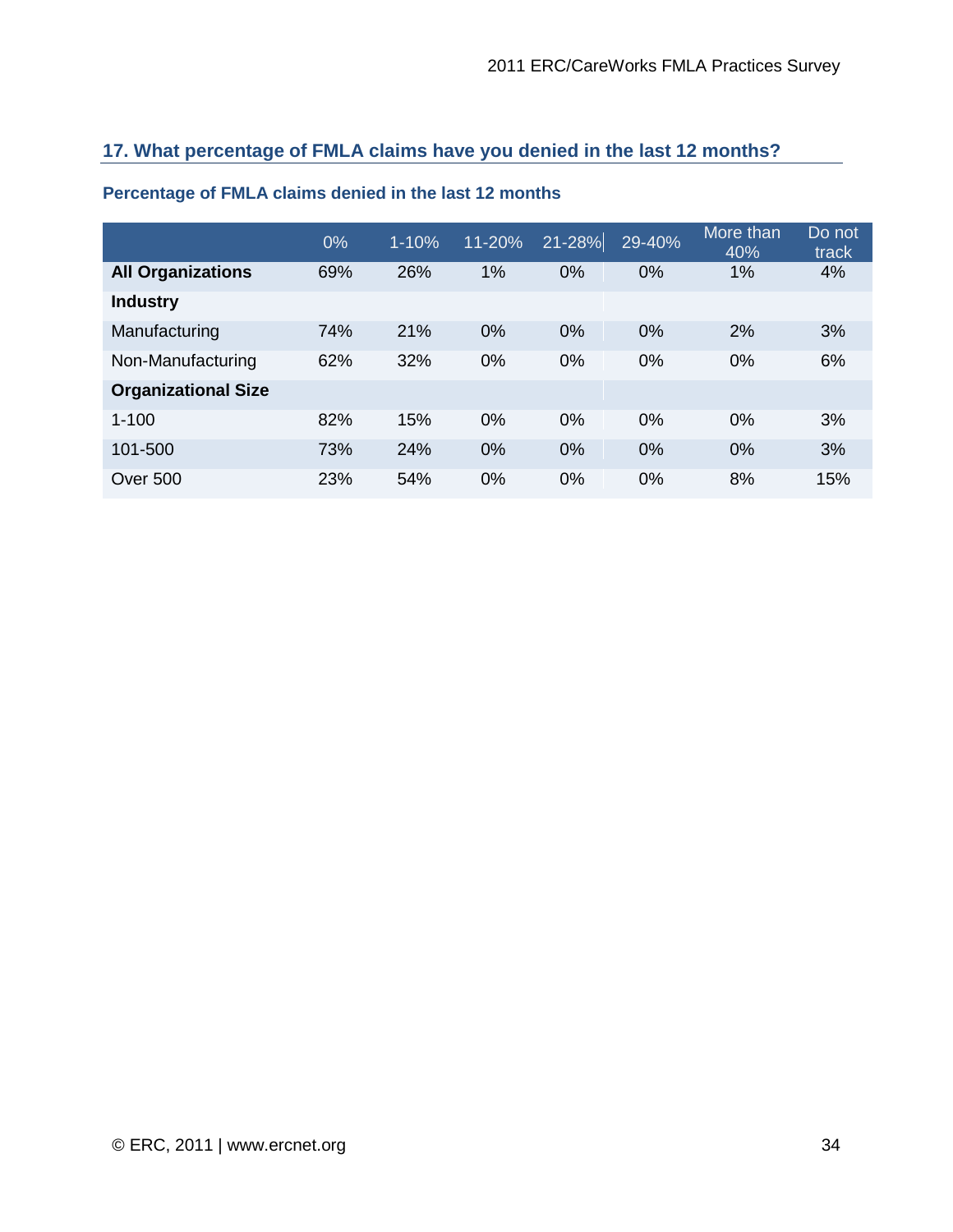## 17. What percentage of FMLA claims have you denied in the last 12 months?

### Percentage of FMLA claims denied in the last 12 months

| | 0% | 1-10% | 11-20% | 21-28% | 29-40% | More than 40% | Do not track |
|---|---|---|---|---|---|---|---|
| **All Organizations** | 69% | 26% | 1% | 0% | 0% | 1% | 4% |
| **Industry** | | | | | | | |
| Manufacturing | 74% | 21% | 0% | 0% | 0% | 2% | 3% |
| Non-Manufacturing | 62% | 32% | 0% | 0% | 0% | 0% | 6% |
| **Organizational Size** | | | | | | | |
| 1-100 | 82% | 15% | 0% | 0% | 0% | 0% | 3% |
| 101-500 | 73% | 24% | 0% | 0% | 0% | 0% | 3% |
| Over 500 | 23% | 54% | 0% | 0% | 0% | 8% | 15% |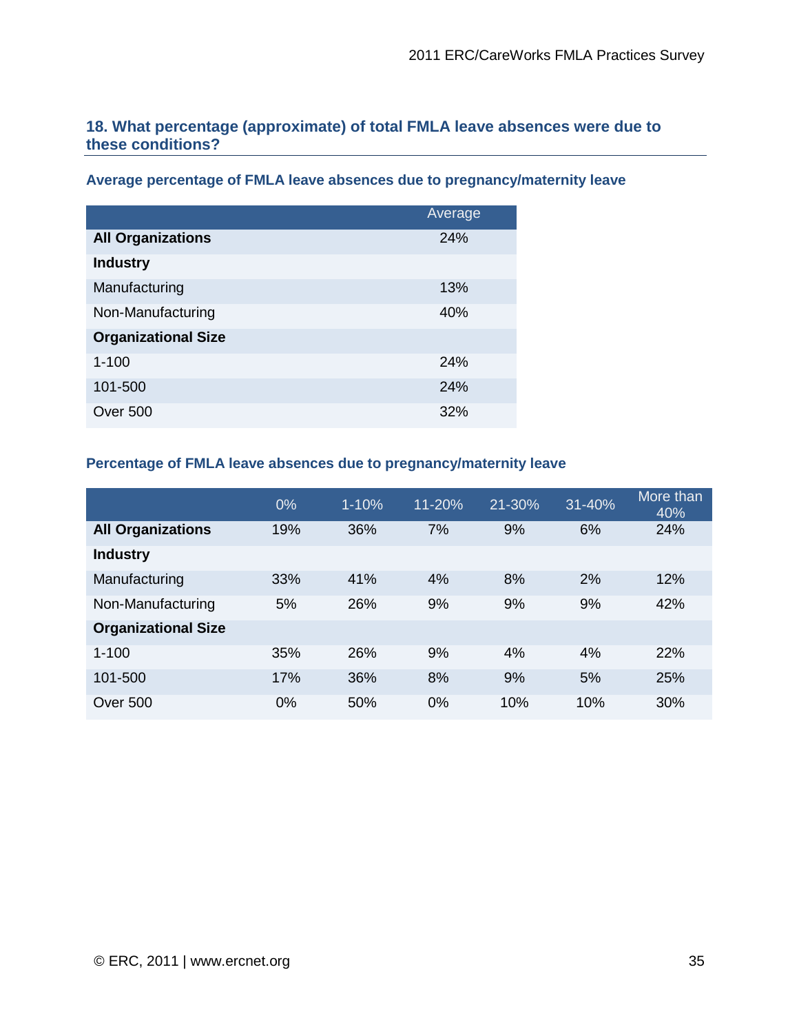## 18. What percentage (approximate) of total FMLA leave absences were due to these conditions?

### Average percentage of FMLA leave absences due to pregnancy/maternity leave

| | Average |
|---|---|
| **All Organizations** | 24% |
| **Industry** | |
| Manufacturing | 13% |
| Non-Manufacturing | 40% |
| **Organizational Size** | |
| 1-100 | 24% |
| 101-500 | 24% |
| Over 500 | 32% |

### Percentage of FMLA leave absences due to pregnancy/maternity leave

| | 0% | 1-10% | 11-20% | 21-30% | 31-40% | More than 40% |
|---|---|---|---|---|---|---|
| **All Organizations** | 19% | 36% | 7% | 9% | 6% | 24% |
| **Industry** | | | | | | |
| Manufacturing | 33% | 41% | 4% | 8% | 2% | 12% |
| Non-Manufacturing | 5% | 26% | 9% | 9% | 9% | 42% |
| **Organizational Size** | | | | | | |
| 1-100 | 35% | 26% | 9% | 4% | 4% | 22% |
| 101-500 | 17% | 36% | 8% | 9% | 5% | 25% |
| Over 500 | 0% | 50% | 0% | 10% | 10% | 30% |

© ERC, 2011 | www.ercnet.org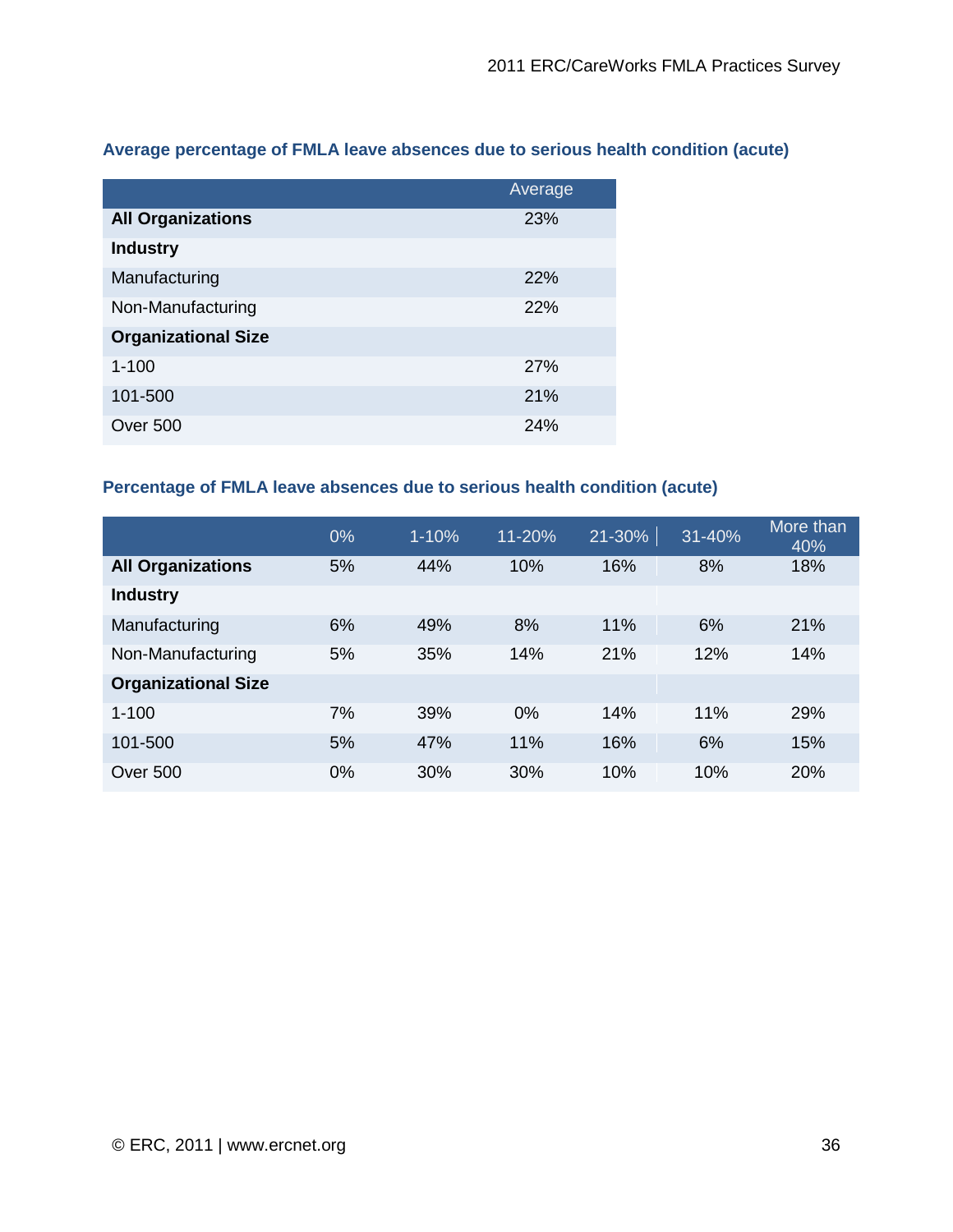### Average percentage of FMLA leave absences due to serious health condition (acute)

| | Average |
|---|---|
| **All Organizations** | 23% |
| **Industry** | |
| Manufacturing | 22% |
| Non-Manufacturing | 22% |
| **Organizational Size** | |
| 1-100 | 27% |
| 101-500 | 21% |
| Over 500 | 24% |

### Percentage of FMLA leave absences due to serious health condition (acute)

| | 0% | 1-10% | 11-20% | 21-30% | 31-40% | More than 40% |
|---|---|---|---|---|---|---|
| **All Organizations** | 5% | 44% | 10% | 16% | 8% | 18% |
| **Industry** | | | | | | |
| Manufacturing | 6% | 49% | 8% | 11% | 6% | 21% |
| Non-Manufacturing | 5% | 35% | 14% | 21% | 12% | 14% |
| **Organizational Size** | | | | | | |
| 1-100 | 7% | 39% | 0% | 14% | 11% | 29% |
| 101-500 | 5% | 47% | 11% | 16% | 6% | 15% |
| Over 500 | 0% | 30% | 30% | 10% | 10% | 20% |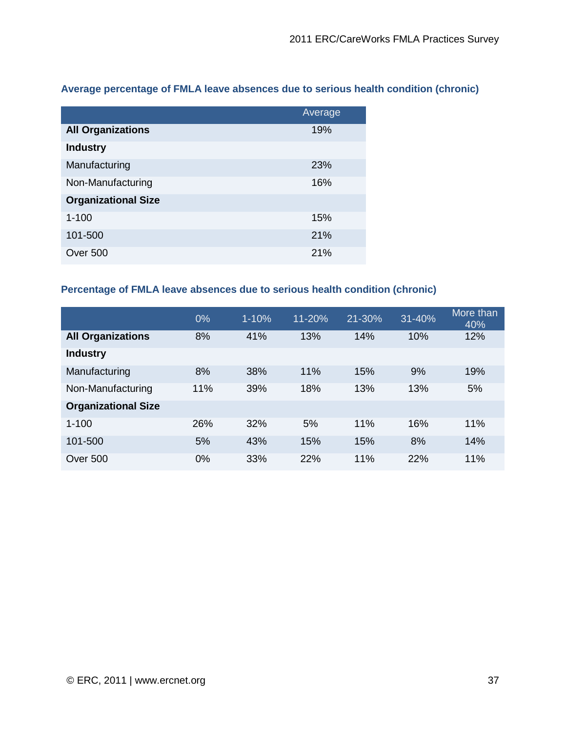### Average percentage of FMLA leave absences due to serious health condition (chronic)

| | Average |
|---|---|
| **All Organizations** | 19% |
| **Industry** | |
| Manufacturing | 23% |
| Non-Manufacturing | 16% |
| **Organizational Size** | |
| 1-100 | 15% |
| 101-500 | 21% |
| Over 500 | 21% |

### Percentage of FMLA leave absences due to serious health condition (chronic)

| | 0% | 1-10% | 11-20% | 21-30% | 31-40% | More than 40% |
|---|---|---|---|---|---|---|
| **All Organizations** | 8% | 41% | 13% | 14% | 10% | 12% |
| **Industry** | | | | | | |
| Manufacturing | 8% | 38% | 11% | 15% | 9% | 19% |
| Non-Manufacturing | 11% | 39% | 18% | 13% | 13% | 5% |
| **Organizational Size** | | | | | | |
| 1-100 | 26% | 32% | 5% | 11% | 16% | 11% |
| 101-500 | 5% | 43% | 15% | 15% | 8% | 14% |
| Over 500 | 0% | 33% | 22% | 11% | 22% | 11% |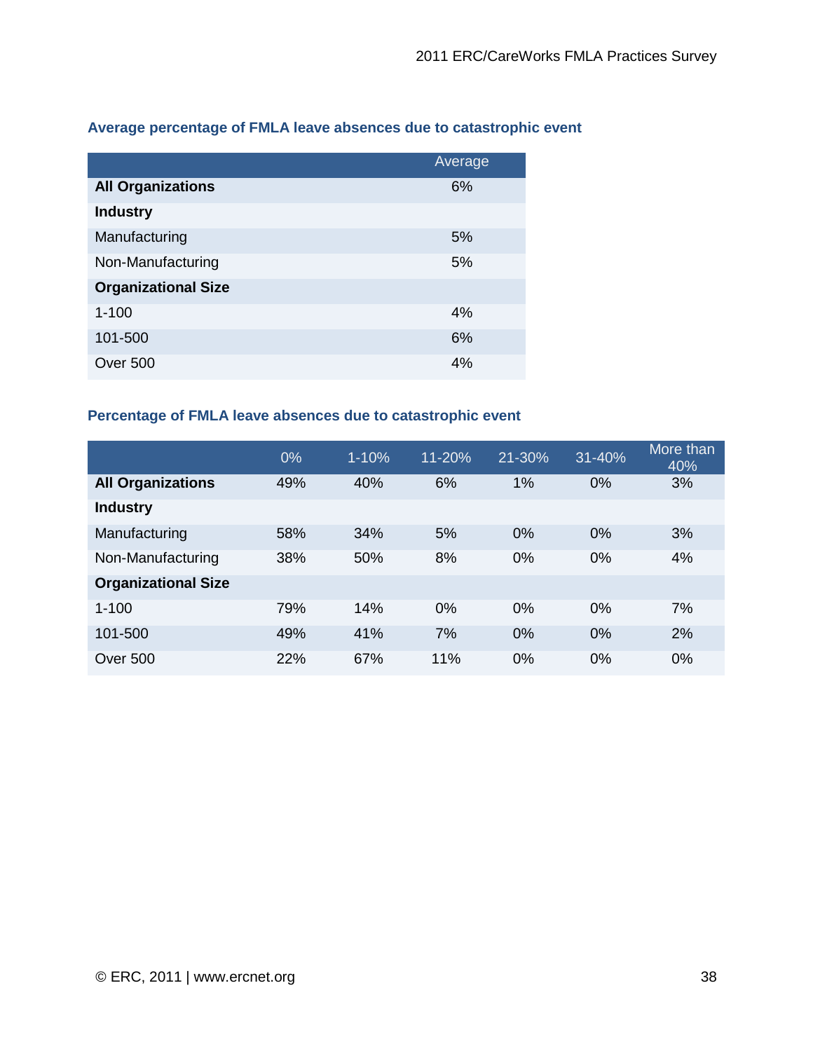### Average percentage of FMLA leave absences due to catastrophic event

| | Average |
|---|---|
| **All Organizations** | 6% |
| **Industry** | |
| Manufacturing | 5% |
| Non-Manufacturing | 5% |
| **Organizational Size** | |
| 1-100 | 4% |
| 101-500 | 6% |
| Over 500 | 4% |

### Percentage of FMLA leave absences due to catastrophic event

| | 0% | 1-10% | 11-20% | 21-30% | 31-40% | More than 40% |
|---|---|---|---|---|---|---|
| **All Organizations** | 49% | 40% | 6% | 1% | 0% | 3% |
| **Industry** | | | | | | |
| Manufacturing | 58% | 34% | 5% | 0% | 0% | 3% |
| Non-Manufacturing | 38% | 50% | 8% | 0% | 0% | 4% |
| **Organizational Size** | | | | | | |
| 1-100 | 79% | 14% | 0% | 0% | 0% | 7% |
| 101-500 | 49% | 41% | 7% | 0% | 0% | 2% |
| Over 500 | 22% | 67% | 11% | 0% | 0% | 0% |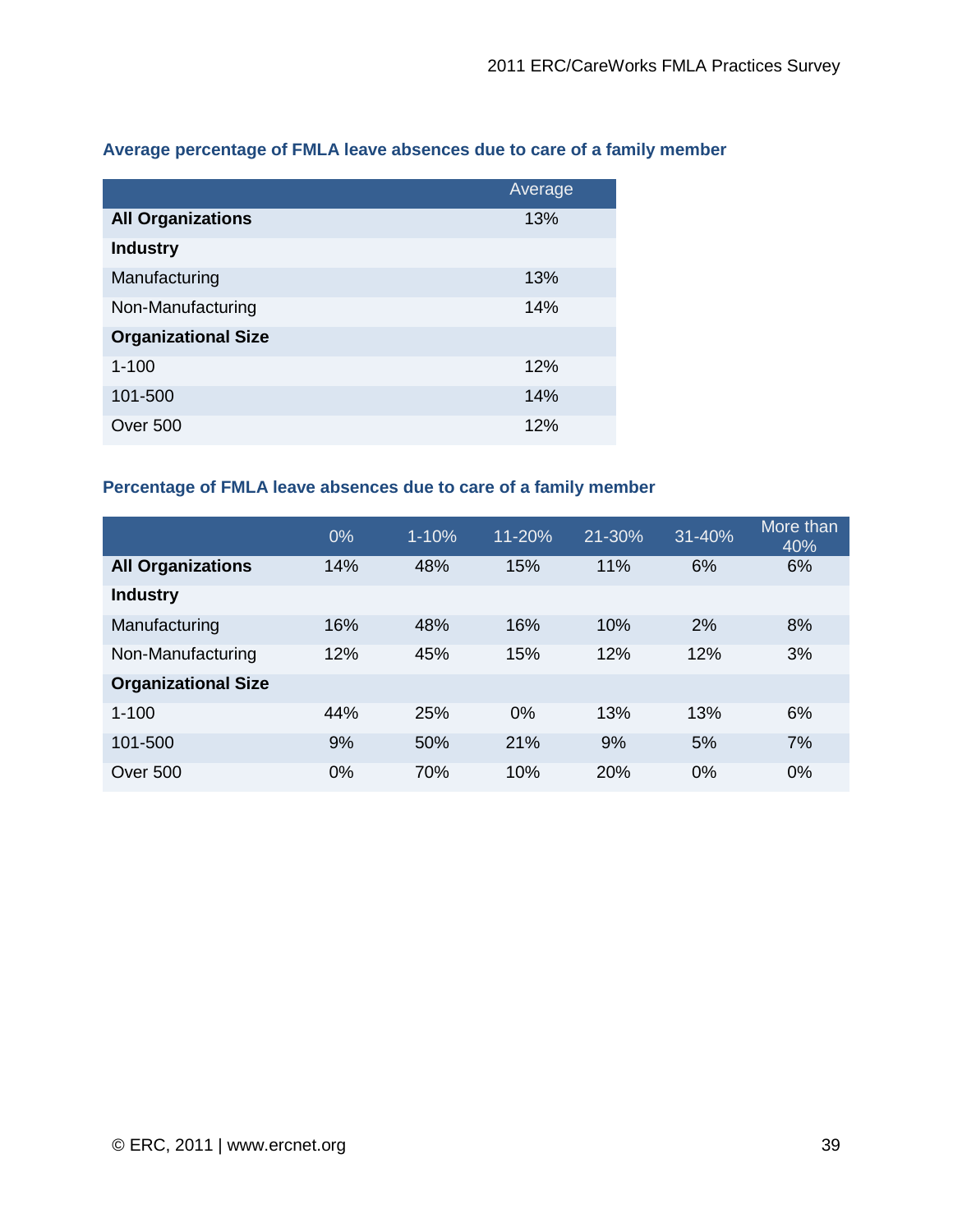### Average percentage of FMLA leave absences due to care of a family member

| | Average |
|---|---|
| **All Organizations** | 13% |
| **Industry** | |
| Manufacturing | 13% |
| Non-Manufacturing | 14% |
| **Organizational Size** | |
| 1-100 | 12% |
| 101-500 | 14% |
| Over 500 | 12% |

### Percentage of FMLA leave absences due to care of a family member

| | 0% | 1-10% | 11-20% | 21-30% | 31-40% | More than 40% |
|---|---|---|---|---|---|---|
| **All Organizations** | 14% | 48% | 15% | 11% | 6% | 6% |
| **Industry** | | | | | | |
| Manufacturing | 16% | 48% | 16% | 10% | 2% | 8% |
| Non-Manufacturing | 12% | 45% | 15% | 12% | 12% | 3% |
| **Organizational Size** | | | | | | |
| 1-100 | 44% | 25% | 0% | 13% | 13% | 6% |
| 101-500 | 9% | 50% | 21% | 9% | 5% | 7% |
| Over 500 | 0% | 70% | 10% | 20% | 0% | 0% |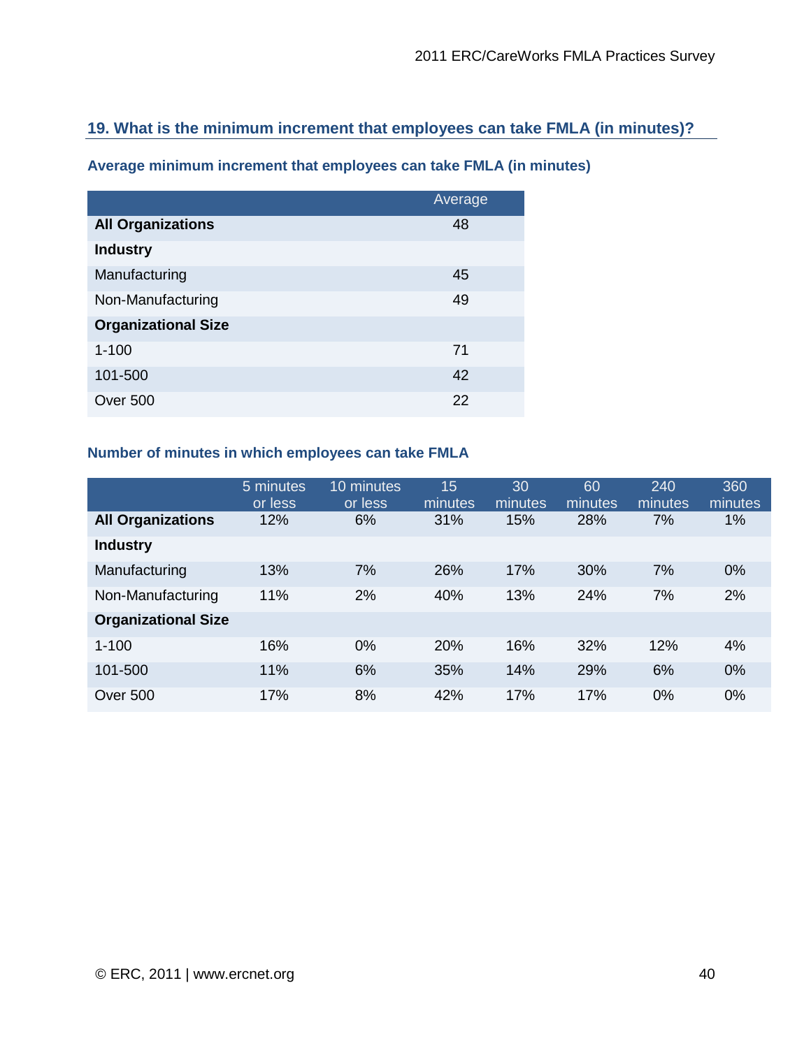## 19. What is the minimum increment that employees can take FMLA (in minutes)?

### Average minimum increment that employees can take FMLA (in minutes)

| | Average |
|---|---|
| **All Organizations** | 48 |
| **Industry** | |
| Manufacturing | 45 |
| Non-Manufacturing | 49 |
| **Organizational Size** | |
| 1-100 | 71 |
| 101-500 | 42 |
| Over 500 | 22 |

### Number of minutes in which employees can take FMLA

| | 5 minutes or less | 10 minutes or less | 15 minutes | 30 minutes | 60 minutes | 240 minutes | 360 minutes |
|---|---|---|---|---|---|---|---|
| **All Organizations** | 12% | 6% | 31% | 15% | 28% | 7% | 1% |
| **Industry** | | | | | | | |
| Manufacturing | 13% | 7% | 26% | 17% | 30% | 7% | 0% |
| Non-Manufacturing | 11% | 2% | 40% | 13% | 24% | 7% | 2% |
| **Organizational Size** | | | | | | | |
| 1-100 | 16% | 0% | 20% | 16% | 32% | 12% | 4% |
| 101-500 | 11% | 6% | 35% | 14% | 29% | 6% | 0% |
| Over 500 | 17% | 8% | 42% | 17% | 17% | 0% | 0% |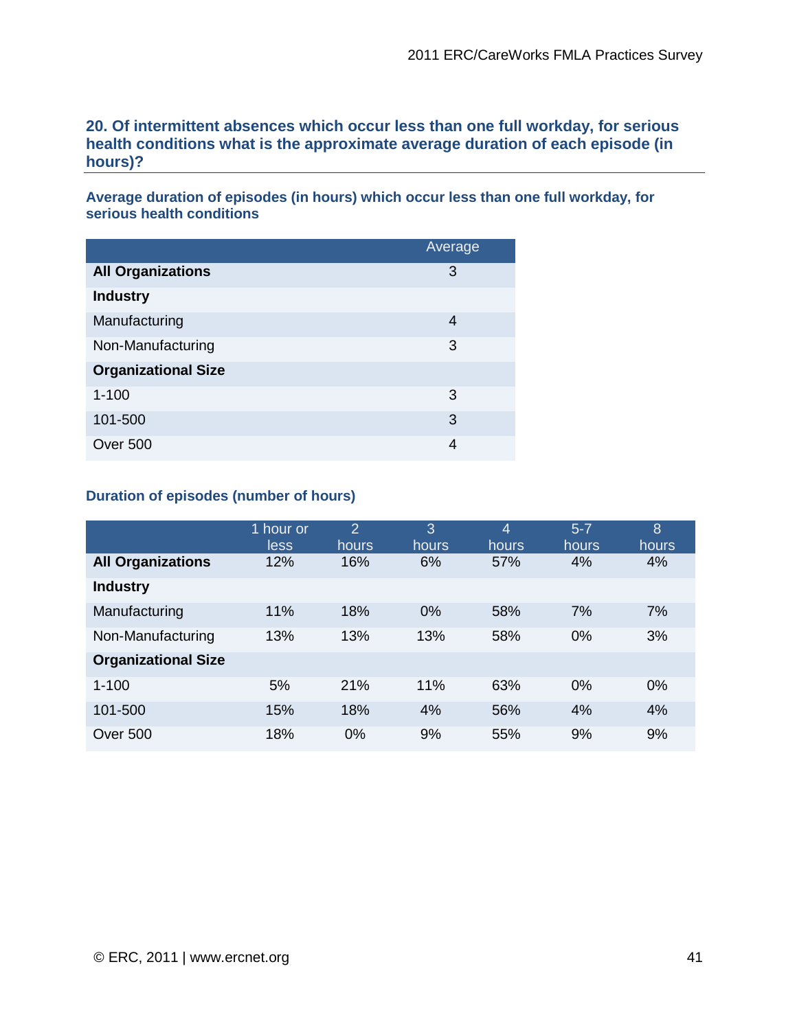## 20. Of intermittent absences which occur less than one full workday, for serious health conditions what is the approximate average duration of each episode (in hours)?

### Average duration of episodes (in hours) which occur less than one full workday, for serious health conditions

| | Average |
|---|---|
| **All Organizations** | 3 |
| **Industry** | |
| Manufacturing | 4 |
| Non-Manufacturing | 3 |
| **Organizational Size** | |
| 1-100 | 3 |
| 101-500 | 3 |
| Over 500 | 4 |

### Duration of episodes (number of hours)

| | 1 hour or less | 2 hours | 3 hours | 4 hours | 5-7 hours | 8 hours |
|---|---|---|---|---|---|---|
| **All Organizations** | 12% | 16% | 6% | 57% | 4% | 4% |
| **Industry** | | | | | | |
| Manufacturing | 11% | 18% | 0% | 58% | 7% | 7% |
| Non-Manufacturing | 13% | 13% | 13% | 58% | 0% | 3% |
| **Organizational Size** | | | | | | |
| 1-100 | 5% | 21% | 11% | 63% | 0% | 0% |
| 101-500 | 15% | 18% | 4% | 56% | 4% | 4% |
| Over 500 | 18% | 0% | 9% | 55% | 9% | 9% |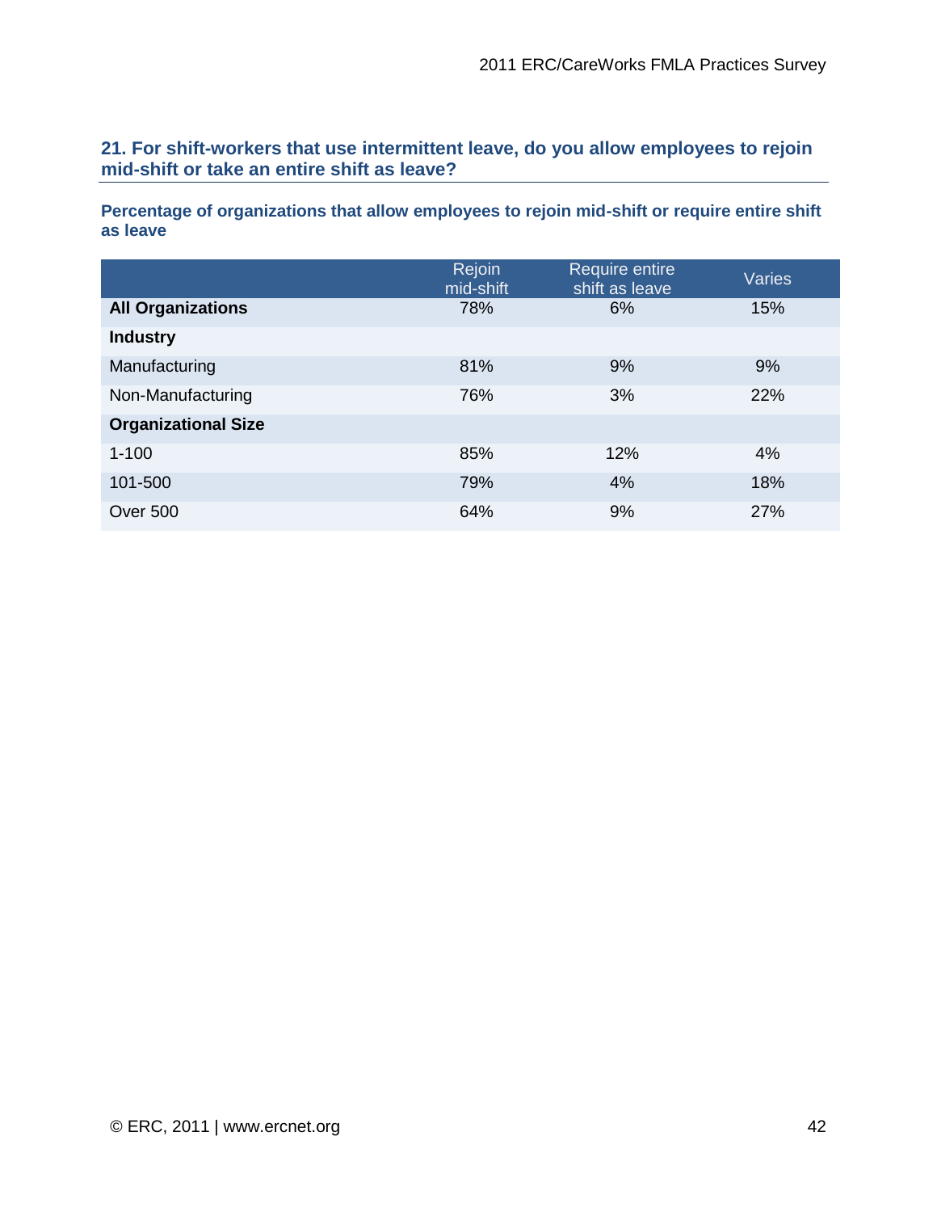## 21. For shift-workers that use intermittent leave, do you allow employees to rejoin mid-shift or take an entire shift as leave?

**Percentage of organizations that allow employees to rejoin mid-shift or require entire shift as leave**

| | Rejoin mid-shift | Require entire shift as leave | Varies |
|---|---|---|---|
| **All Organizations** | 78% | 6% | 15% |
| **Industry** | | | |
| Manufacturing | 81% | 9% | 9% |
| Non-Manufacturing | 76% | 3% | 22% |
| **Organizational Size** | | | |
| 1-100 | 85% | 12% | 4% |
| 101-500 | 79% | 4% | 18% |
| Over 500 | 64% | 9% | 27% |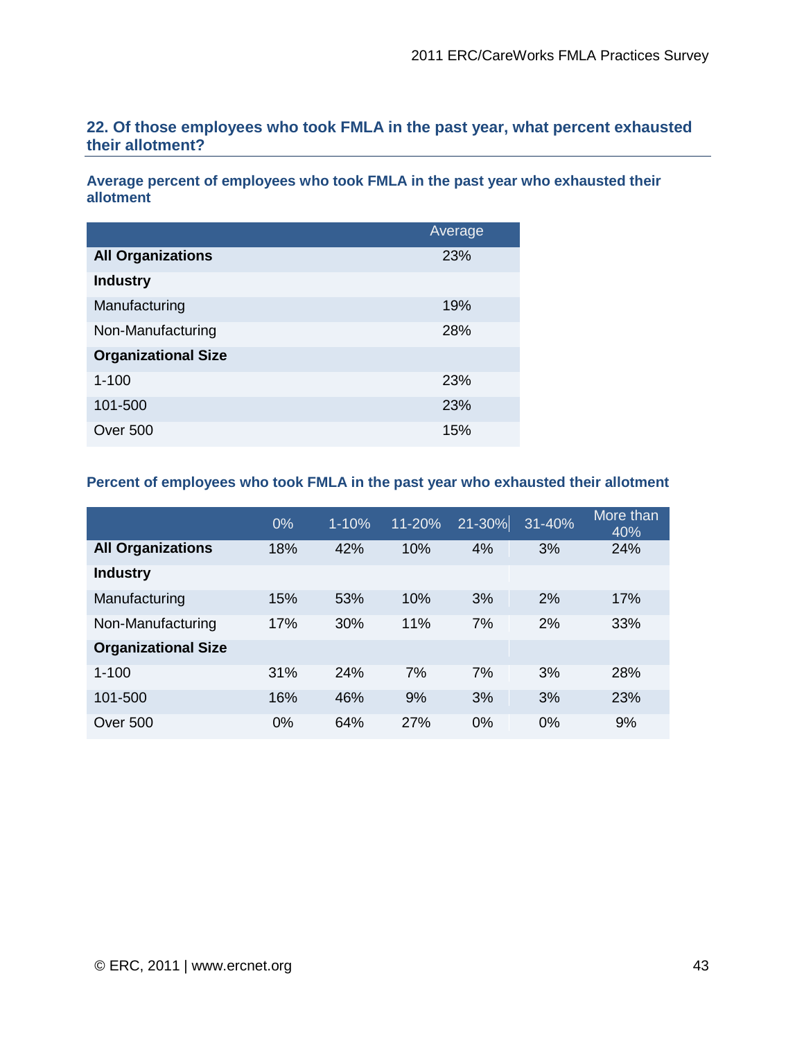## 22. Of those employees who took FMLA in the past year, what percent exhausted their allotment?

### Average percent of employees who took FMLA in the past year who exhausted their allotment

| | Average |
|---|---|
| **All Organizations** | 23% |
| **Industry** | |
| Manufacturing | 19% |
| Non-Manufacturing | 28% |
| **Organizational Size** | |
| 1-100 | 23% |
| 101-500 | 23% |
| Over 500 | 15% |

### Percent of employees who took FMLA in the past year who exhausted their allotment

| | 0% | 1-10% | 11-20% | 21-30% | 31-40% | More than 40% |
|---|---|---|---|---|---|---|
| **All Organizations** | 18% | 42% | 10% | 4% | 3% | 24% |
| **Industry** | | | | | | |
| Manufacturing | 15% | 53% | 10% | 3% | 2% | 17% |
| Non-Manufacturing | 17% | 30% | 11% | 7% | 2% | 33% |
| **Organizational Size** | | | | | | |
| 1-100 | 31% | 24% | 7% | 7% | 3% | 28% |
| 101-500 | 16% | 46% | 9% | 3% | 3% | 23% |
| Over 500 | 0% | 64% | 27% | 0% | 0% | 9% |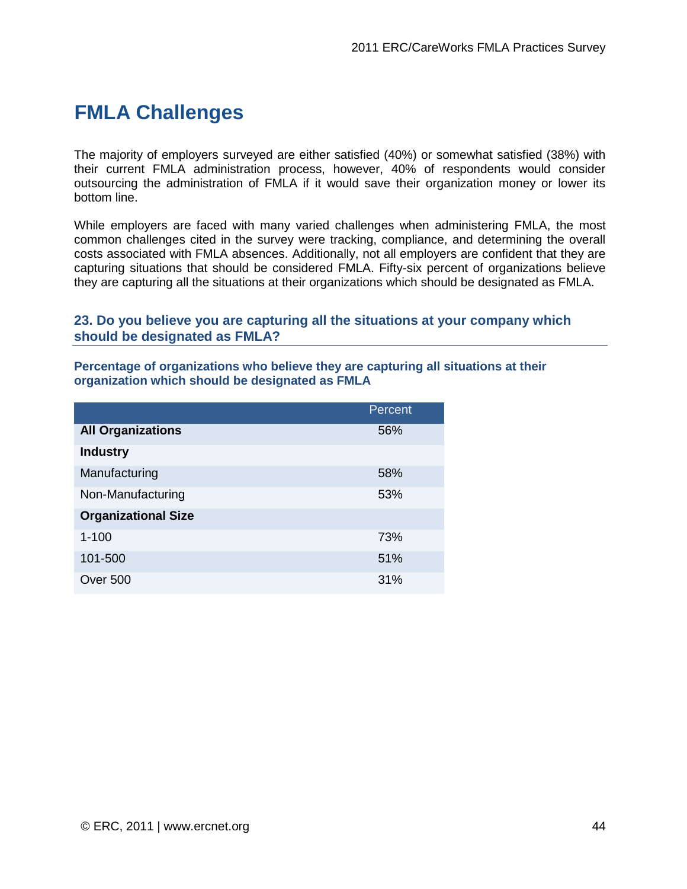# FMLA Challenges

The majority of employers surveyed are either satisfied (40%) or somewhat satisfied (38%) with their current FMLA administration process, however, 40% of respondents would consider outsourcing the administration of FMLA if it would save their organization money or lower its bottom line.

While employers are faced with many varied challenges when administering FMLA, the most common challenges cited in the survey were tracking, compliance, and determining the overall costs associated with FMLA absences. Additionally, not all employers are confident that they are capturing situations that should be considered FMLA. Fifty-six percent of organizations believe they are capturing all the situations at their organizations which should be designated as FMLA.

### 23. Do you believe you are capturing all the situations at your company which should be designated as FMLA?

**Percentage of organizations who believe they are capturing all situations at their organization which should be designated as FMLA**

| | Percent |
|---|---|
| **All Organizations** | 56% |
| **Industry** | |
| Manufacturing | 58% |
| Non-Manufacturing | 53% |
| **Organizational Size** | |
| 1-100 | 73% |
| 101-500 | 51% |
| Over 500 | 31% |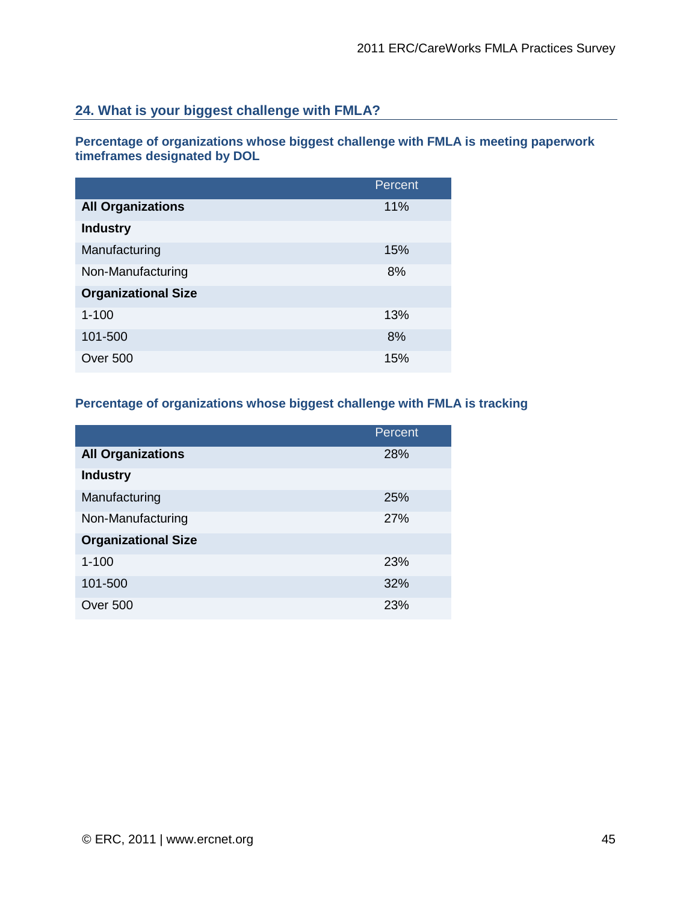## 24. What is your biggest challenge with FMLA?

### Percentage of organizations whose biggest challenge with FMLA is meeting paperwork timeframes designated by DOL

| | Percent |
|---|---|
| **All Organizations** | 11% |
| **Industry** | |
| Manufacturing | 15% |
| Non-Manufacturing | 8% |
| **Organizational Size** | |
| 1-100 | 13% |
| 101-500 | 8% |
| Over 500 | 15% |

### Percentage of organizations whose biggest challenge with FMLA is tracking

| | Percent |
|---|---|
| **All Organizations** | 28% |
| **Industry** | |
| Manufacturing | 25% |
| Non-Manufacturing | 27% |
| **Organizational Size** | |
| 1-100 | 23% |
| 101-500 | 32% |
| Over 500 | 23% |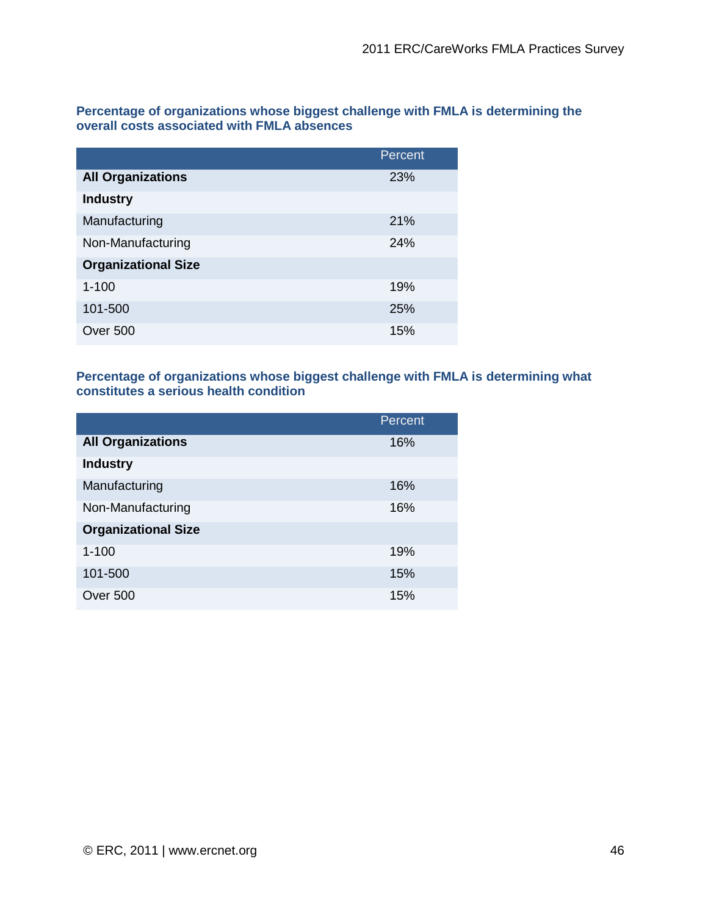**Percentage of organizations whose biggest challenge with FMLA is determining the overall costs associated with FMLA absences**

| | Percent |
|---|---|
| **All Organizations** | 23% |
| **Industry** | |
| Manufacturing | 21% |
| Non-Manufacturing | 24% |
| **Organizational Size** | |
| 1-100 | 19% |
| 101-500 | 25% |
| Over 500 | 15% |

**Percentage of organizations whose biggest challenge with FMLA is determining what constitutes a serious health condition**

| | Percent |
|---|---|
| **All Organizations** | 16% |
| **Industry** | |
| Manufacturing | 16% |
| Non-Manufacturing | 16% |
| **Organizational Size** | |
| 1-100 | 19% |
| 101-500 | 15% |
| Over 500 | 15% |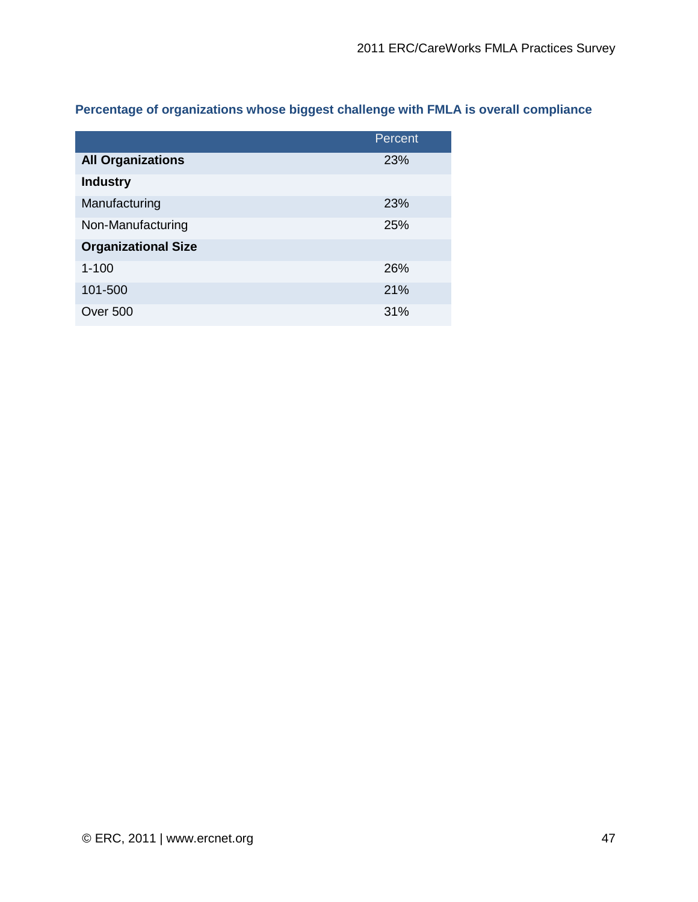### Percentage of organizations whose biggest challenge with FMLA is overall compliance

| | Percent |
|---|---|
| **All Organizations** | 23% |
| **Industry** | |
| Manufacturing | 23% |
| Non-Manufacturing | 25% |
| **Organizational Size** | |
| 1-100 | 26% |
| 101-500 | 21% |
| Over 500 | 31% |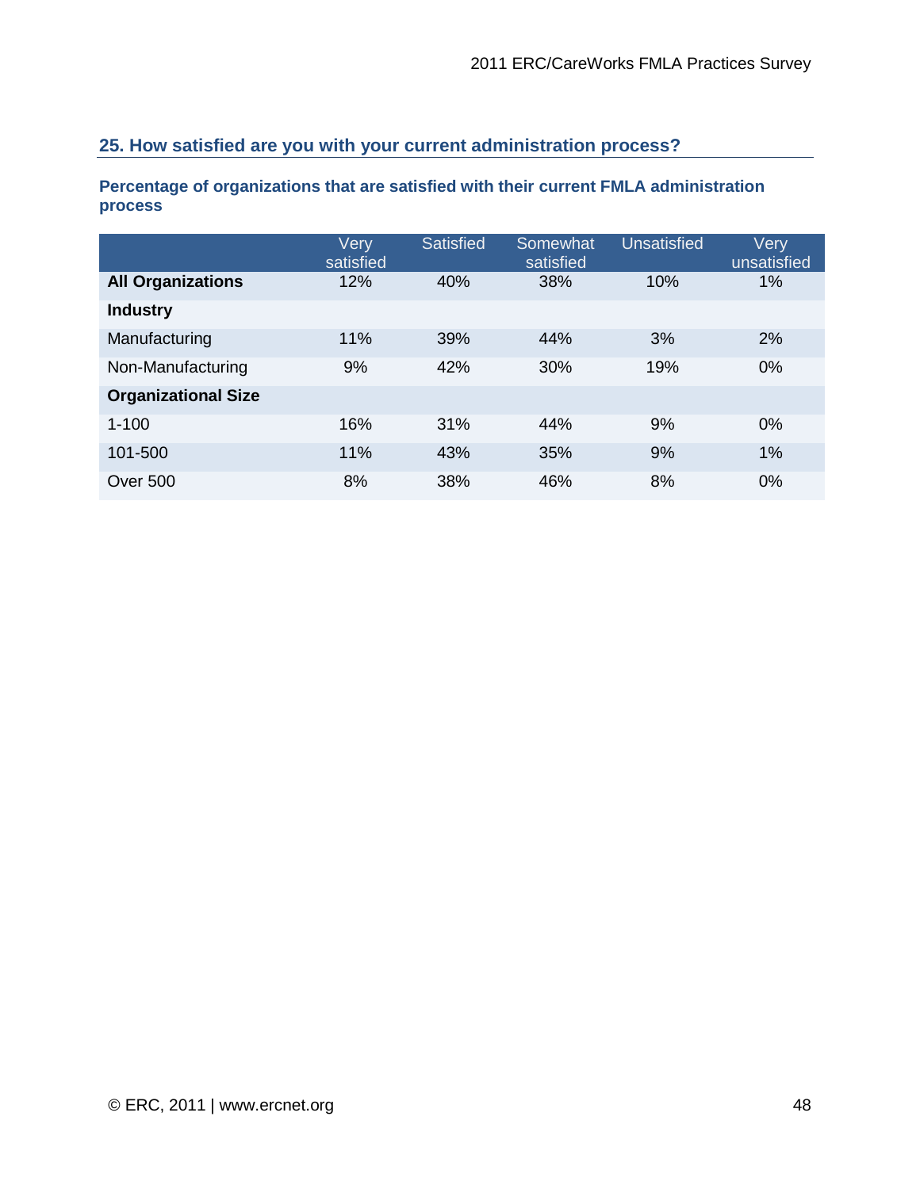## 25. How satisfied are you with your current administration process?

**Percentage of organizations that are satisfied with their current FMLA administration process**

| | Very satisfied | Satisfied | Somewhat satisfied | Unsatisfied | Very unsatisfied |
|---|---|---|---|---|---|
| **All Organizations** | 12% | 40% | 38% | 10% | 1% |
| **Industry** | | | | | |
| Manufacturing | 11% | 39% | 44% | 3% | 2% |
| Non-Manufacturing | 9% | 42% | 30% | 19% | 0% |
| **Organizational Size** | | | | | |
| 1-100 | 16% | 31% | 44% | 9% | 0% |
| 101-500 | 11% | 43% | 35% | 9% | 1% |
| Over 500 | 8% | 38% | 46% | 8% | 0% |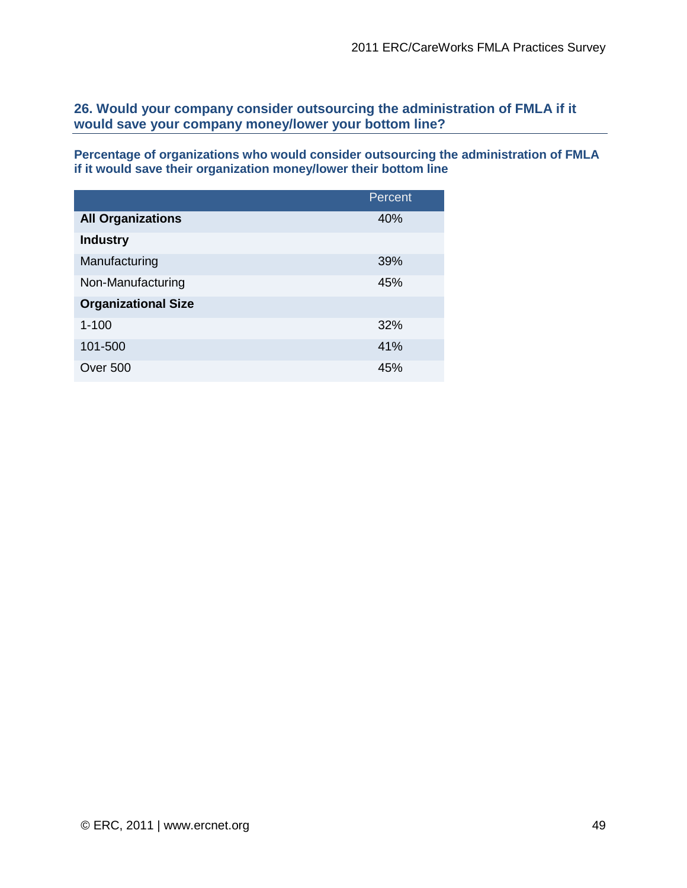### 26. Would your company consider outsourcing the administration of FMLA if it would save your company money/lower your bottom line?

**Percentage of organizations who would consider outsourcing the administration of FMLA if it would save their organization money/lower their bottom line**

| | Percent |
|---|---|
| **All Organizations** | 40% |
| **Industry** | |
| Manufacturing | 39% |
| Non-Manufacturing | 45% |
| **Organizational Size** | |
| 1-100 | 32% |
| 101-500 | 41% |
| Over 500 | 45% |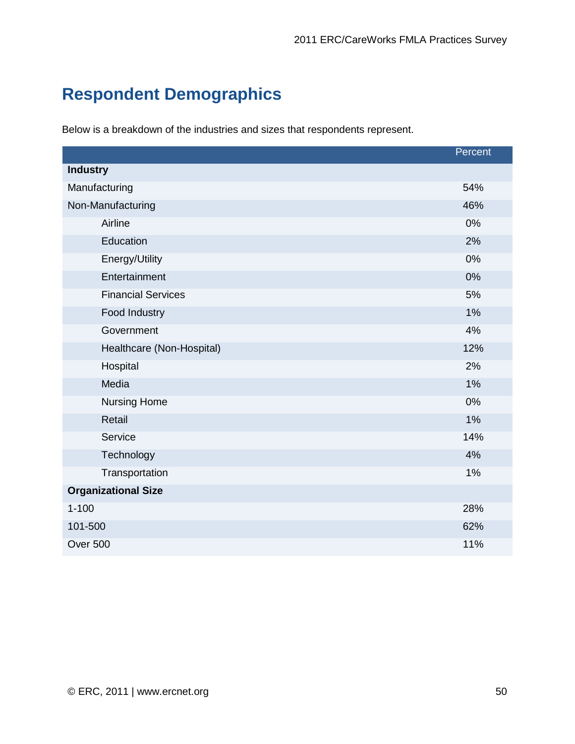## Respondent Demographics

Below is a breakdown of the industries and sizes that respondents represent.

| | Percent |
|---|---|
| **Industry** | |
| Manufacturing | 54% |
| Non-Manufacturing | 46% |
| Airline | 0% |
| Education | 2% |
| Energy/Utility | 0% |
| Entertainment | 0% |
| Financial Services | 5% |
| Food Industry | 1% |
| Government | 4% |
| Healthcare (Non-Hospital) | 12% |
| Hospital | 2% |
| Media | 1% |
| Nursing Home | 0% |
| Retail | 1% |
| Service | 14% |
| Technology | 4% |
| Transportation | 1% |
| **Organizational Size** | |
| 1-100 | 28% |
| 101-500 | 62% |
| Over 500 | 11% |

© ERC, 2011 | www.ercnet.org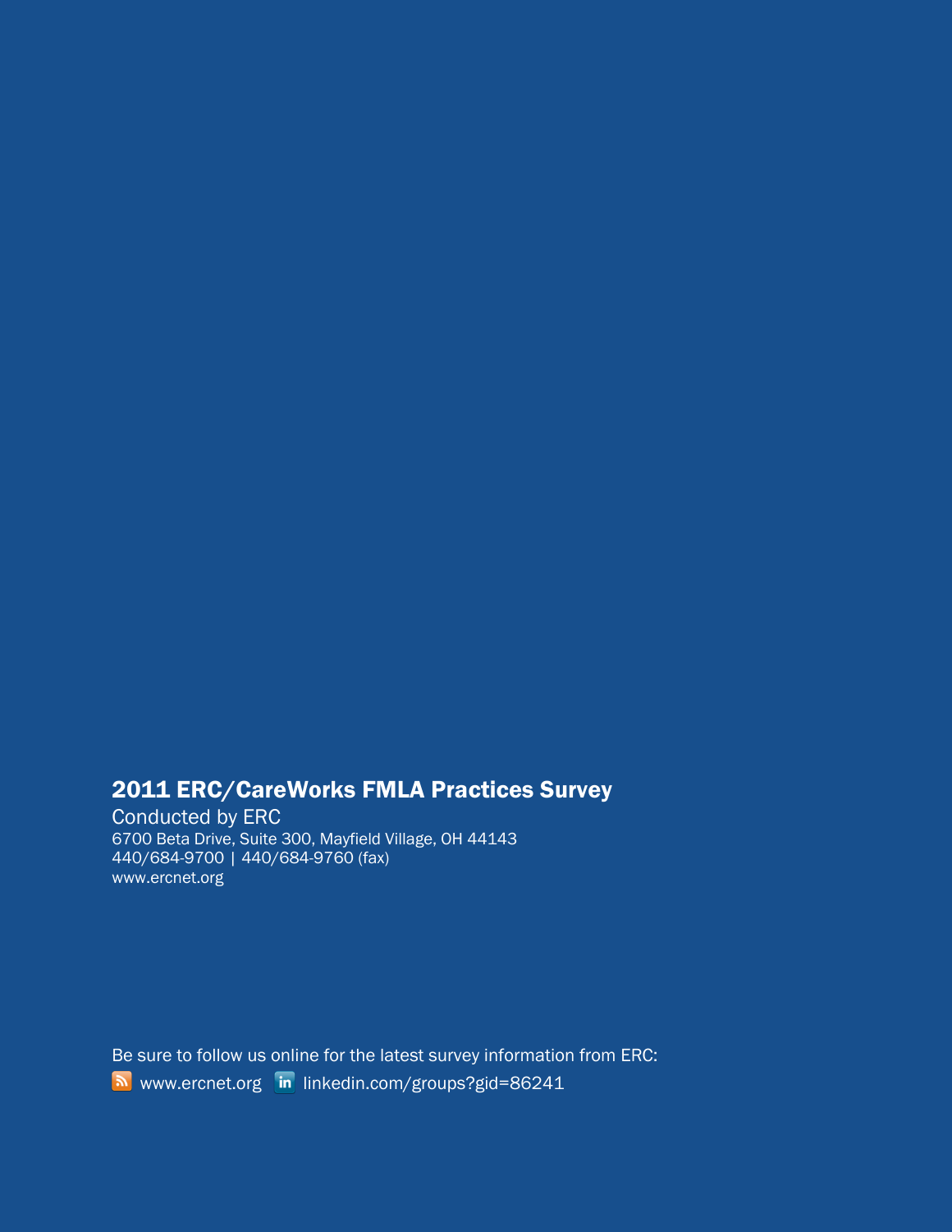**2011 ERC/CareWorks FMLA Practices Survey**

Conducted by ERC
6700 Beta Drive, Suite 300, Mayfield Village, OH 44143
440/684-9700 | 440/684-9760 (fax)
www.ercnet.org

Be sure to follow us online for the latest survey information from ERC:

www.ercnet.org linkedin.com/groups?gid=86241